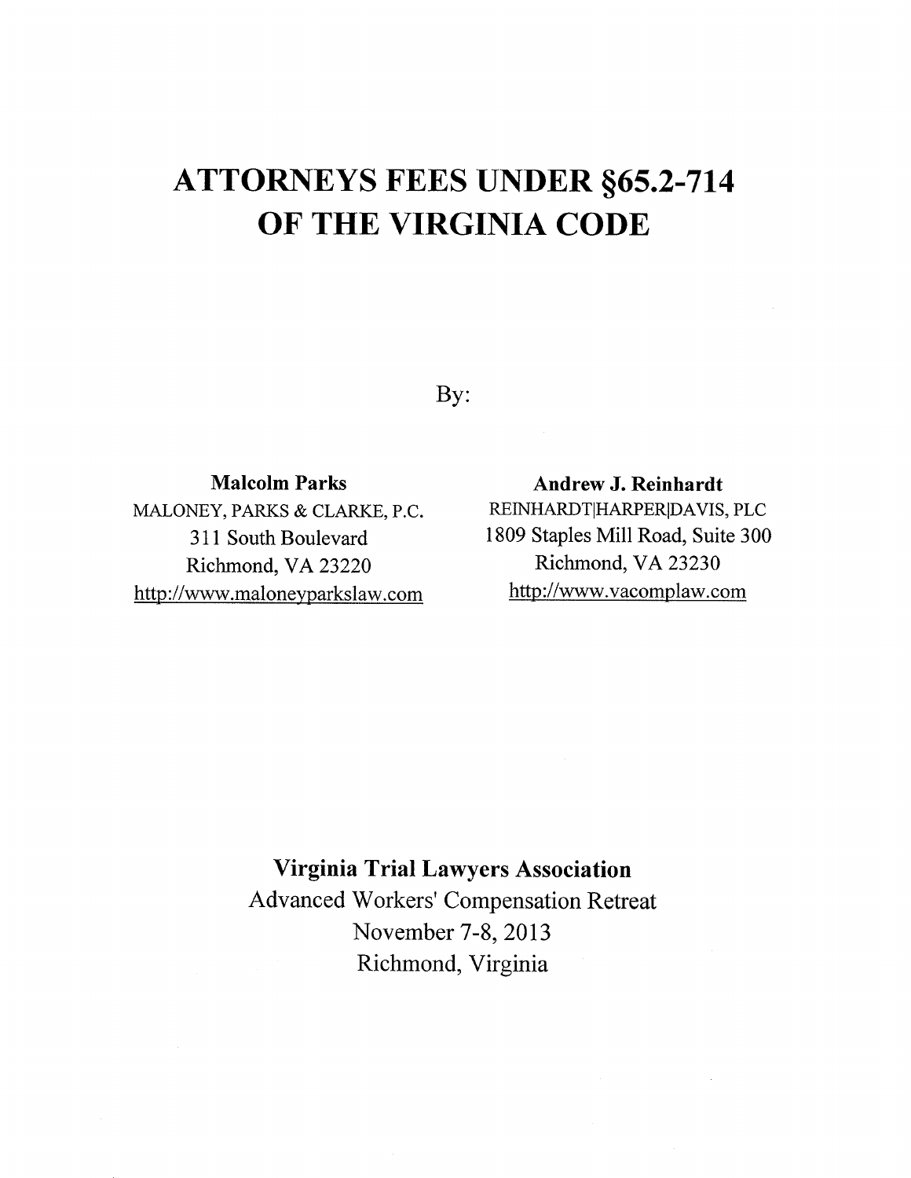# ATTORNEYS FEES UNDER §65.2-714 OF THE VIRGINIA CODE

By:

**Malcolm Parks**
MALONEY, PARKS & CLARKE, P.C.
311 South Boulevard
Richmond, VA 23220
http://www.maloneyparkslaw.com

**Andrew J. Reinhardt**
REINHARDT|HARPER|DAVIS, PLC
1809 Staples Mill Road, Suite 300
Richmond, VA 23230
http://www.vacomplaw.com

**Virginia Trial Lawyers Association**
Advanced Workers' Compensation Retreat
November 7-8, 2013
Richmond, Virginia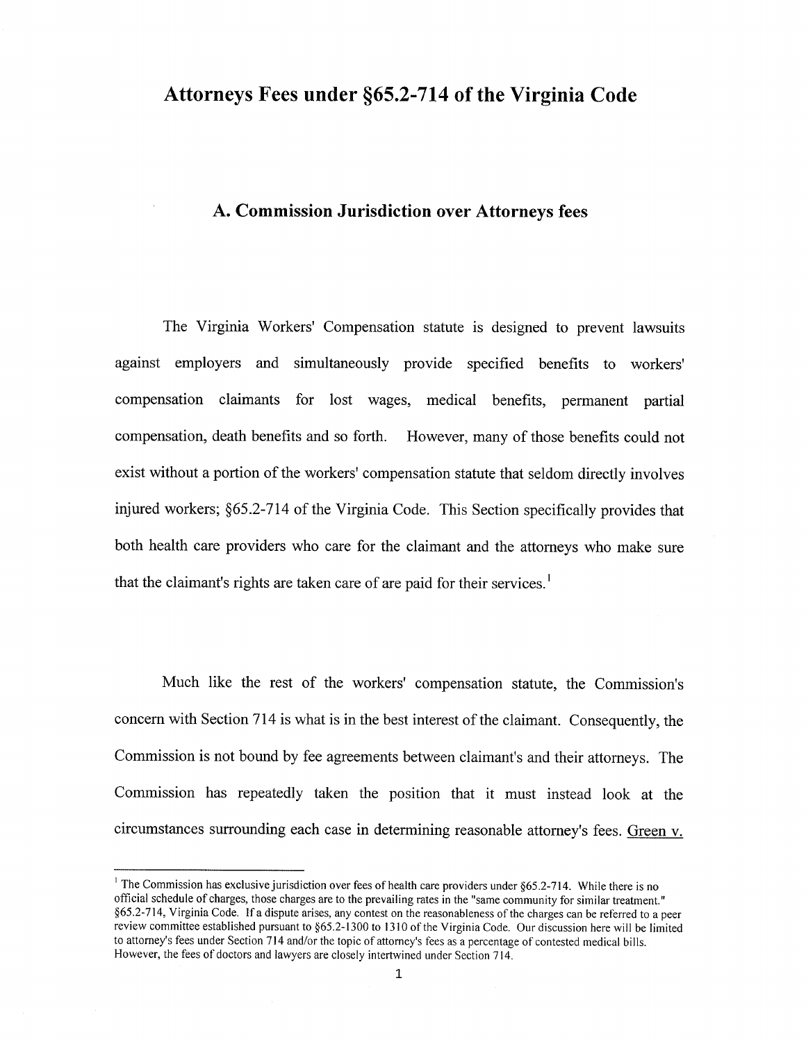# Attorneys Fees under §65.2-714 of the Virginia Code

## A. Commission Jurisdiction over Attorneys fees

The Virginia Workers' Compensation statute is designed to prevent lawsuits against employers and simultaneously provide specified benefits to workers' compensation claimants for lost wages, medical benefits, permanent partial compensation, death benefits and so forth. However, many of those benefits could not exist without a portion of the workers' compensation statute that seldom directly involves injured workers; §65.2-714 of the Virginia Code. This Section specifically provides that both health care providers who care for the claimant and the attorneys who make sure that the claimant's rights are taken care of are paid for their services.[1]

Much like the rest of the workers' compensation statute, the Commission's concern with Section 714 is what is in the best interest of the claimant. Consequently, the Commission is not bound by fee agreements between claimant's and their attorneys. The Commission has repeatedly taken the position that it must instead look at the circumstances surrounding each case in determining reasonable attorney's fees. Green v.

---

[1] The Commission has exclusive jurisdiction over fees of health care providers under §65.2-714. While there is no official schedule of charges, those charges are to the prevailing rates in the "same community for similar treatment." §65.2-714, Virginia Code. If a dispute arises, any contest on the reasonableness of the charges can be referred to a peer review committee established pursuant to §65.2-1300 to 1310 of the Virginia Code. Our discussion here will be limited to attorney's fees under Section 714 and/or the topic of attorney's fees as a percentage of contested medical bills. However, the fees of doctors and lawyers are closely intertwined under Section 714.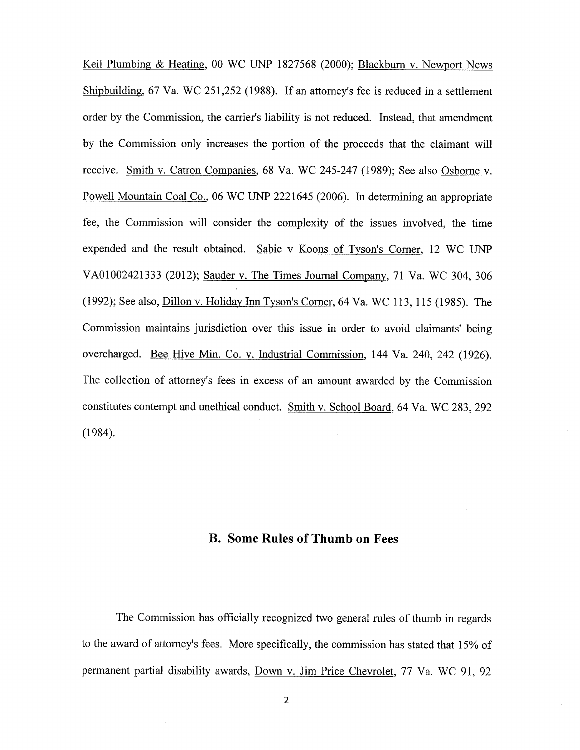Keil Plumbing & Heating, 00 WC UNP 1827568 (2000); Blackburn v. Newport News Shipbuilding, 67 Va. WC 251,252 (1988). If an attorney's fee is reduced in a settlement order by the Commission, the carrier's liability is not reduced. Instead, that amendment by the Commission only increases the portion of the proceeds that the claimant will receive. Smith v. Catron Companies, 68 Va. WC 245-247 (1989); See also Osborne v. Powell Mountain Coal Co., 06 WC UNP 2221645 (2006). In determining an appropriate fee, the Commission will consider the complexity of the issues involved, the time expended and the result obtained. Sabic v Koons of Tyson's Corner, 12 WC UNP VA01002421333 (2012); Sauder v. The Times Journal Company, 71 Va. WC 304, 306 (1992); See also, Dillon v. Holiday Inn Tyson's Corner, 64 Va. WC 113, 115 (1985). The Commission maintains jurisdiction over this issue in order to avoid claimants' being overcharged. Bee Hive Min. Co. v. Industrial Commission, 144 Va. 240, 242 (1926). The collection of attorney's fees in excess of an amount awarded by the Commission constitutes contempt and unethical conduct. Smith v. School Board, 64 Va. WC 283, 292 (1984).

## B. Some Rules of Thumb on Fees

The Commission has officially recognized two general rules of thumb in regards to the award of attorney's fees. More specifically, the commission has stated that 15% of permanent partial disability awards, Down v. Jim Price Chevrolet, 77 Va. WC 91, 92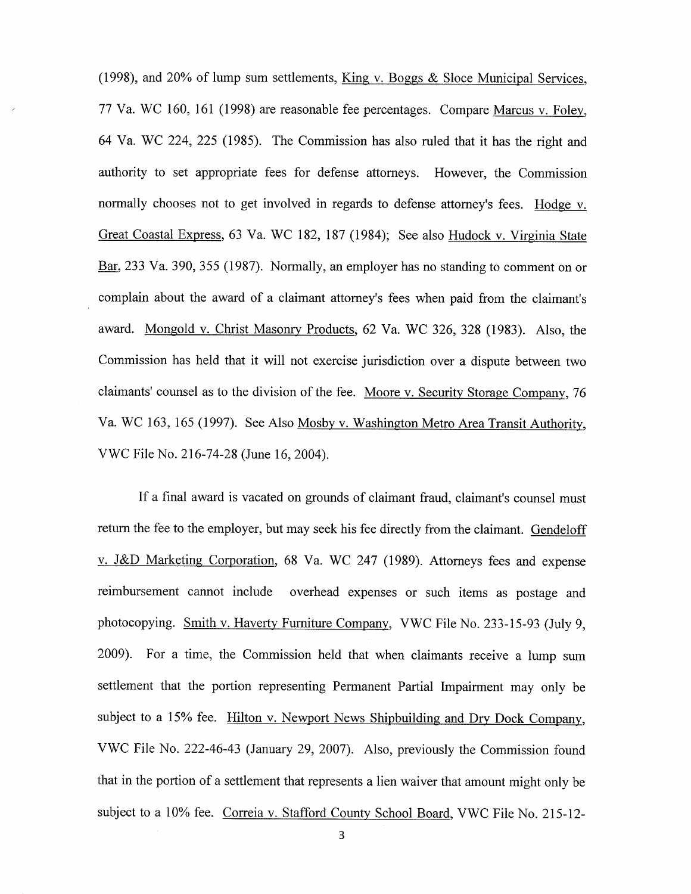(1998), and 20% of lump sum settlements, King v. Boggs & Sloce Municipal Services, 77 Va. WC 160, 161 (1998) are reasonable fee percentages. Compare Marcus v. Foley, 64 Va. WC 224, 225 (1985). The Commission has also ruled that it has the right and authority to set appropriate fees for defense attorneys. However, the Commission normally chooses not to get involved in regards to defense attorney's fees. Hodge v. Great Coastal Express, 63 Va. WC 182, 187 (1984); See also Hudock v. Virginia State Bar, 233 Va. 390, 355 (1987). Normally, an employer has no standing to comment on or complain about the award of a claimant attorney's fees when paid from the claimant's award. Mongold v. Christ Masonry Products, 62 Va. WC 326, 328 (1983). Also, the Commission has held that it will not exercise jurisdiction over a dispute between two claimants' counsel as to the division of the fee. Moore v. Security Storage Company, 76 Va. WC 163, 165 (1997). See Also Mosby v. Washington Metro Area Transit Authority, VWC File No. 216-74-28 (June 16, 2004).

If a final award is vacated on grounds of claimant fraud, claimant's counsel must return the fee to the employer, but may seek his fee directly from the claimant. Gendeloff v. J&D Marketing Corporation, 68 Va. WC 247 (1989). Attorneys fees and expense reimbursement cannot include overhead expenses or such items as postage and photocopying. Smith v. Haverty Furniture Company, VWC File No. 233-15-93 (July 9, 2009). For a time, the Commission held that when claimants receive a lump sum settlement that the portion representing Permanent Partial Impairment may only be subject to a 15% fee. Hilton v. Newport News Shipbuilding and Dry Dock Company, VWC File No. 222-46-43 (January 29, 2007). Also, previously the Commission found that in the portion of a settlement that represents a lien waiver that amount might only be subject to a 10% fee. Correia v. Stafford County School Board, VWC File No. 215-12-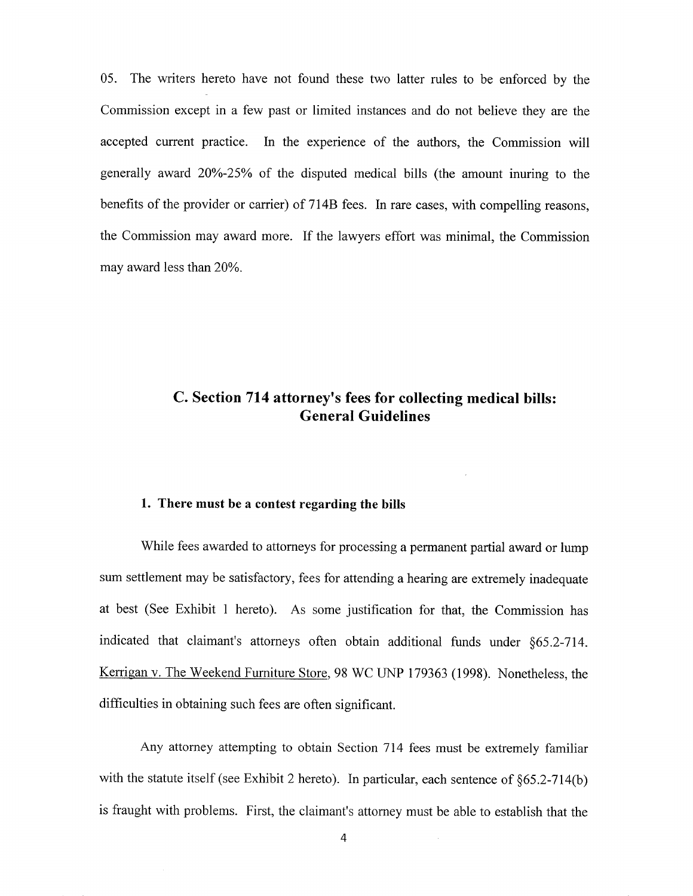05. The writers hereto have not found these two latter rules to be enforced by the Commission except in a few past or limited instances and do not believe they are the accepted current practice. In the experience of the authors, the Commission will generally award 20%-25% of the disputed medical bills (the amount inuring to the benefits of the provider or carrier) of 714B fees. In rare cases, with compelling reasons, the Commission may award more. If the lawyers effort was minimal, the Commission may award less than 20%.

## C. Section 714 attorney's fees for collecting medical bills: General Guidelines

### 1. There must be a contest regarding the bills

While fees awarded to attorneys for processing a permanent partial award or lump sum settlement may be satisfactory, fees for attending a hearing are extremely inadequate at best (See Exhibit 1 hereto). As some justification for that, the Commission has indicated that claimant's attorneys often obtain additional funds under §65.2-714. Kerrigan v. The Weekend Furniture Store, 98 WC UNP 179363 (1998). Nonetheless, the difficulties in obtaining such fees are often significant.

Any attorney attempting to obtain Section 714 fees must be extremely familiar with the statute itself (see Exhibit 2 hereto). In particular, each sentence of §65.2-714(b) is fraught with problems. First, the claimant's attorney must be able to establish that the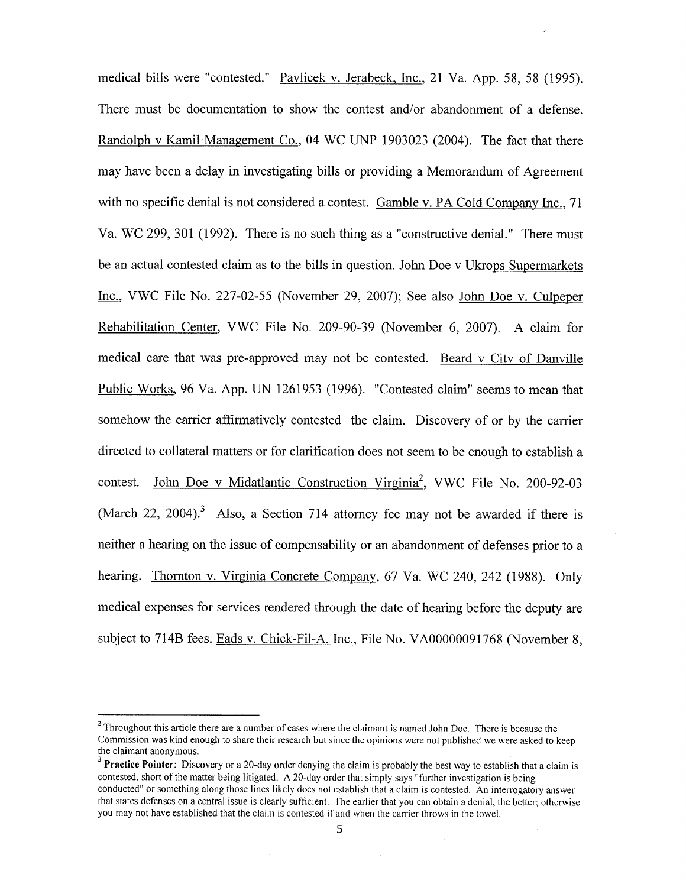medical bills were "contested." Pavlicek v. Jerabeck, Inc., 21 Va. App. 58, 58 (1995). There must be documentation to show the contest and/or abandonment of a defense. Randolph v Kamil Management Co., 04 WC UNP 1903023 (2004). The fact that there may have been a delay in investigating bills or providing a Memorandum of Agreement with no specific denial is not considered a contest. Gamble v. PA Cold Company Inc., 71 Va. WC 299, 301 (1992). There is no such thing as a "constructive denial." There must be an actual contested claim as to the bills in question. John Doe v Ukrops Supermarkets Inc., VWC File No. 227-02-55 (November 29, 2007); See also John Doe v. Culpeper Rehabilitation Center, VWC File No. 209-90-39 (November 6, 2007). A claim for medical care that was pre-approved may not be contested. Beard v City of Danville Public Works, 96 Va. App. UN 1261953 (1996). "Contested claim" seems to mean that somehow the carrier affirmatively contested the claim. Discovery of or by the carrier directed to collateral matters or for clarification does not seem to be enough to establish a contest. John Doe v Midatlantic Construction Virginia[2], VWC File No. 200-92-03 (March 22, 2004).[3] Also, a Section 714 attorney fee may not be awarded if there is neither a hearing on the issue of compensability or an abandonment of defenses prior to a hearing. Thornton v. Virginia Concrete Company, 67 Va. WC 240, 242 (1988). Only medical expenses for services rendered through the date of hearing before the deputy are subject to 714B fees. Eads v. Chick-Fil-A, Inc., File No. VA00000091768 (November 8,

---

[2] Throughout this article there are a number of cases where the claimant is named John Doe. There is because the Commission was kind enough to share their research but since the opinions were not published we were asked to keep the claimant anonymous.

[3] **Practice Pointer**: Discovery or a 20-day order denying the claim is probably the best way to establish that a claim is contested, short of the matter being litigated. A 20-day order that simply says "further investigation is being conducted" or something along those lines likely does not establish that a claim is contested. An interrogatory answer that states defenses on a central issue is clearly sufficient. The earlier that you can obtain a denial, the better; otherwise you may not have established that the claim is contested if and when the carrier throws in the towel.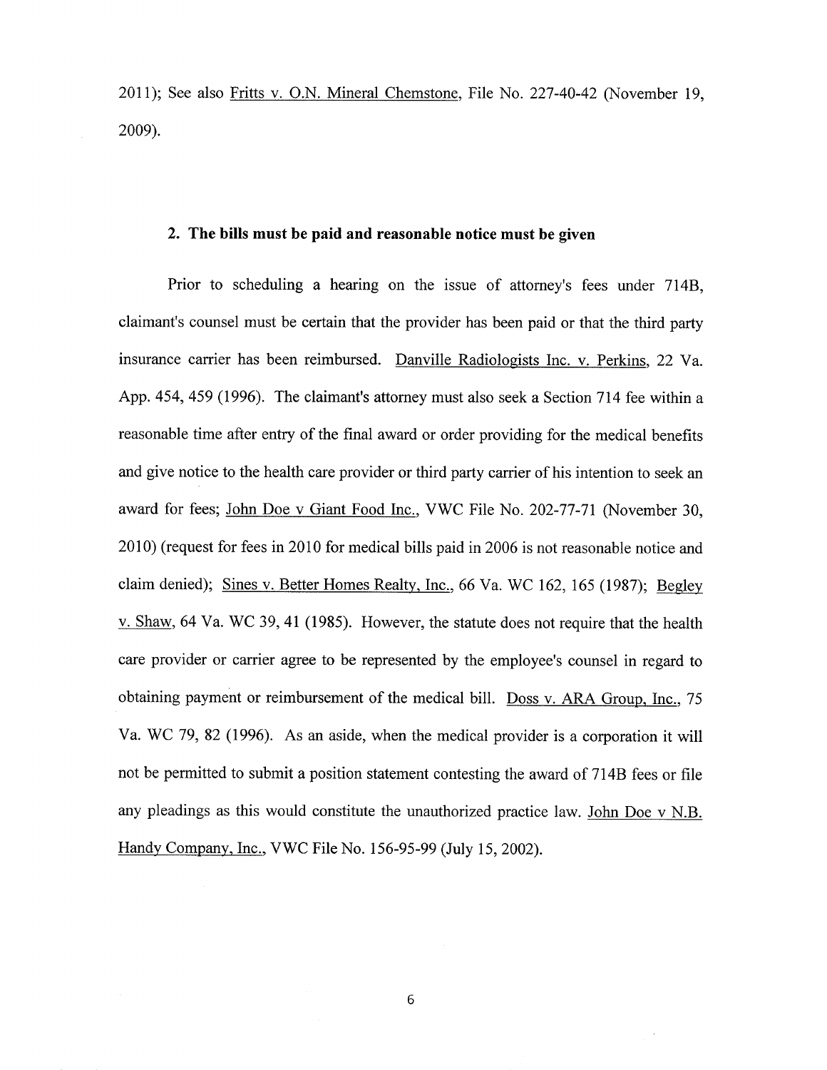2011); See also Fritts v. O.N. Mineral Chemstone, File No. 227-40-42 (November 19, 2009).

**2. The bills must be paid and reasonable notice must be given**

Prior to scheduling a hearing on the issue of attorney's fees under 714B, claimant's counsel must be certain that the provider has been paid or that the third party insurance carrier has been reimbursed. Danville Radiologists Inc. v. Perkins, 22 Va. App. 454, 459 (1996). The claimant's attorney must also seek a Section 714 fee within a reasonable time after entry of the final award or order providing for the medical benefits and give notice to the health care provider or third party carrier of his intention to seek an award for fees; John Doe v Giant Food Inc., VWC File No. 202-77-71 (November 30, 2010) (request for fees in 2010 for medical bills paid in 2006 is not reasonable notice and claim denied); Sines v. Better Homes Realty, Inc., 66 Va. WC 162, 165 (1987); Begley v. Shaw, 64 Va. WC 39, 41 (1985). However, the statute does not require that the health care provider or carrier agree to be represented by the employee's counsel in regard to obtaining payment or reimbursement of the medical bill. Doss v. ARA Group, Inc., 75 Va. WC 79, 82 (1996). As an aside, when the medical provider is a corporation it will not be permitted to submit a position statement contesting the award of 714B fees or file any pleadings as this would constitute the unauthorized practice law. John Doe v N.B. Handy Company, Inc., VWC File No. 156-95-99 (July 15, 2002).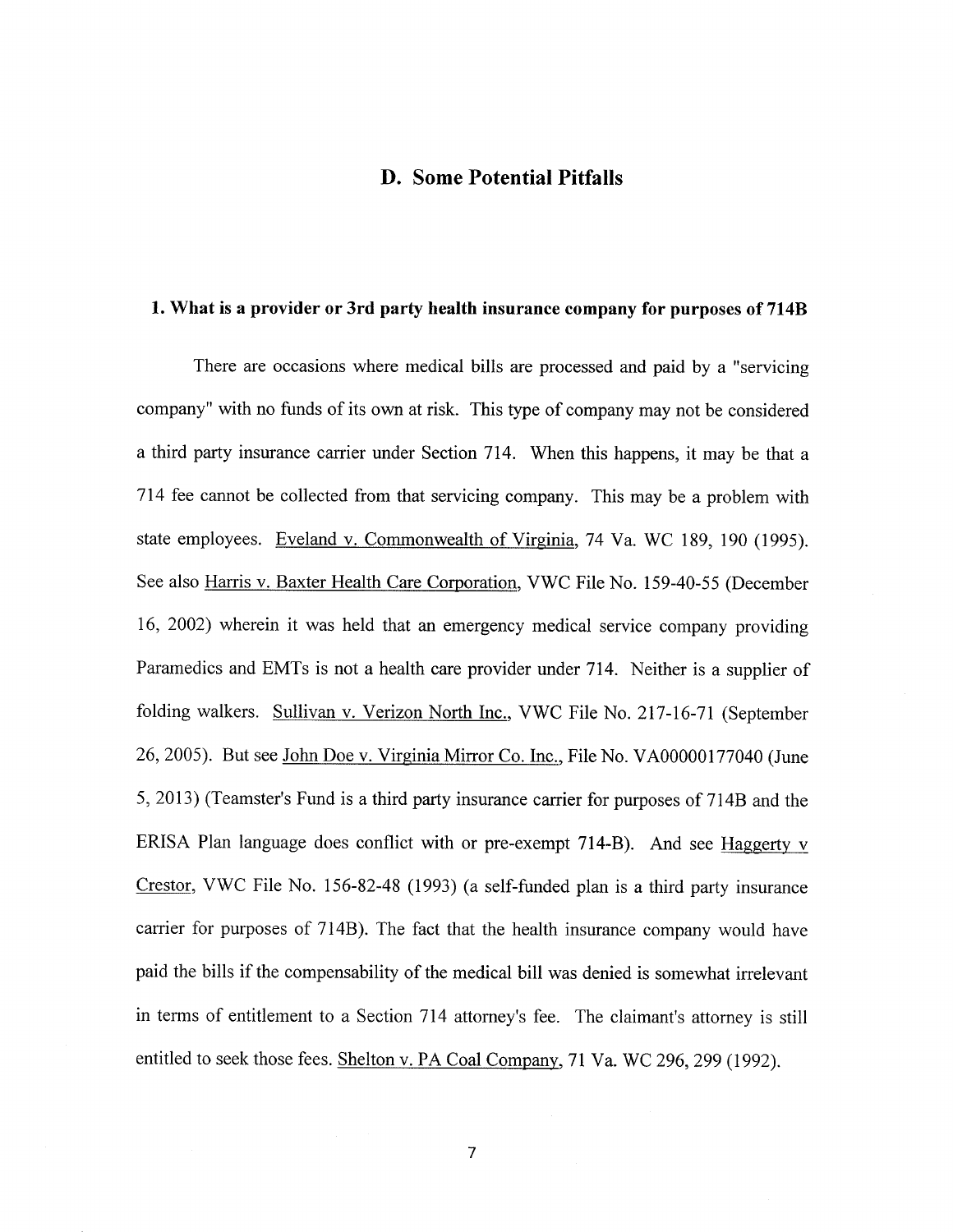## D. Some Potential Pitfalls

### 1. What is a provider or 3rd party health insurance company for purposes of 714B

There are occasions where medical bills are processed and paid by a "servicing company" with no funds of its own at risk. This type of company may not be considered a third party insurance carrier under Section 714. When this happens, it may be that a 714 fee cannot be collected from that servicing company. This may be a problem with state employees. Eveland v. Commonwealth of Virginia, 74 Va. WC 189, 190 (1995). See also Harris v. Baxter Health Care Corporation, VWC File No. 159-40-55 (December 16, 2002) wherein it was held that an emergency medical service company providing Paramedics and EMTs is not a health care provider under 714. Neither is a supplier of folding walkers. Sullivan v. Verizon North Inc., VWC File No. 217-16-71 (September 26, 2005). But see John Doe v. Virginia Mirror Co. Inc., File No. VA00000177040 (June 5, 2013) (Teamster's Fund is a third party insurance carrier for purposes of 714B and the ERISA Plan language does conflict with or pre-exempt 714-B). And see Haggerty v Crestor, VWC File No. 156-82-48 (1993) (a self-funded plan is a third party insurance carrier for purposes of 714B). The fact that the health insurance company would have paid the bills if the compensability of the medical bill was denied is somewhat irrelevant in terms of entitlement to a Section 714 attorney's fee. The claimant's attorney is still entitled to seek those fees. Shelton v. PA Coal Company, 71 Va. WC 296, 299 (1992).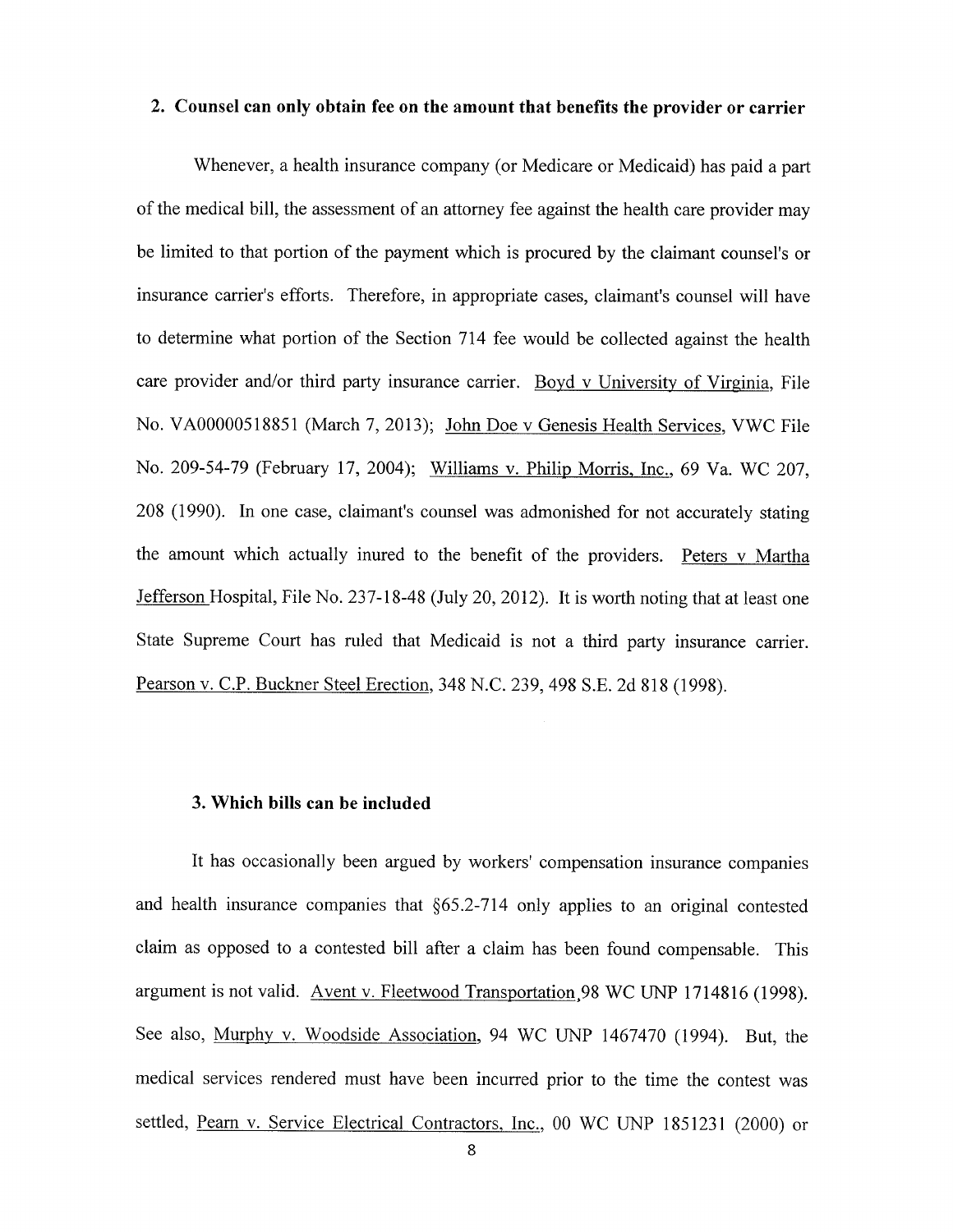### 2. Counsel can only obtain fee on the amount that benefits the provider or carrier

Whenever, a health insurance company (or Medicare or Medicaid) has paid a part of the medical bill, the assessment of an attorney fee against the health care provider may be limited to that portion of the payment which is procured by the claimant counsel's or insurance carrier's efforts. Therefore, in appropriate cases, claimant's counsel will have to determine what portion of the Section 714 fee would be collected against the health care provider and/or third party insurance carrier. Boyd v University of Virginia, File No. VA00000518851 (March 7, 2013); John Doe v Genesis Health Services, VWC File No. 209-54-79 (February 17, 2004); Williams v. Philip Morris, Inc., 69 Va. WC 207, 208 (1990). In one case, claimant's counsel was admonished for not accurately stating the amount which actually inured to the benefit of the providers. Peters v Martha Jefferson Hospital, File No. 237-18-48 (July 20, 2012). It is worth noting that at least one State Supreme Court has ruled that Medicaid is not a third party insurance carrier. Pearson v. C.P. Buckner Steel Erection, 348 N.C. 239, 498 S.E. 2d 818 (1998).

### 3. Which bills can be included

It has occasionally been argued by workers' compensation insurance companies and health insurance companies that §65.2-714 only applies to an original contested claim as opposed to a contested bill after a claim has been found compensable. This argument is not valid. Avent v. Fleetwood Transportation,98 WC UNP 1714816 (1998). See also, Murphy v. Woodside Association, 94 WC UNP 1467470 (1994). But, the medical services rendered must have been incurred prior to the time the contest was settled, Pearn v. Service Electrical Contractors, Inc., 00 WC UNP 1851231 (2000) or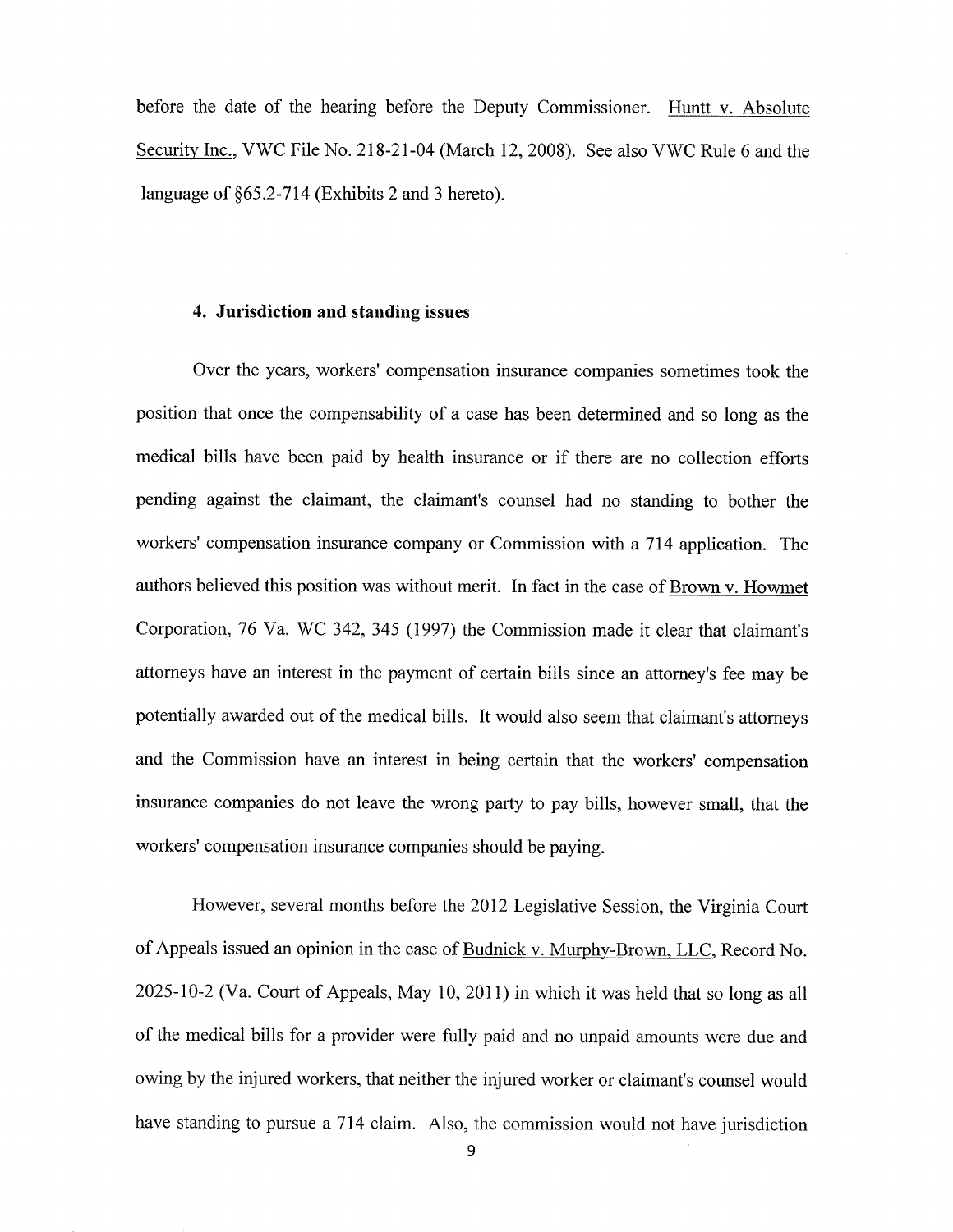before the date of the hearing before the Deputy Commissioner. Huntt v. Absolute Security Inc., VWC File No. 218-21-04 (March 12, 2008). See also VWC Rule 6 and the language of §65.2-714 (Exhibits 2 and 3 hereto).

#### 4. Jurisdiction and standing issues

Over the years, workers' compensation insurance companies sometimes took the position that once the compensability of a case has been determined and so long as the medical bills have been paid by health insurance or if there are no collection efforts pending against the claimant, the claimant's counsel had no standing to bother the workers' compensation insurance company or Commission with a 714 application. The authors believed this position was without merit. In fact in the case of Brown v. Howmet Corporation, 76 Va. WC 342, 345 (1997) the Commission made it clear that claimant's attorneys have an interest in the payment of certain bills since an attorney's fee may be potentially awarded out of the medical bills. It would also seem that claimant's attorneys and the Commission have an interest in being certain that the workers' compensation insurance companies do not leave the wrong party to pay bills, however small, that the workers' compensation insurance companies should be paying.

However, several months before the 2012 Legislative Session, the Virginia Court of Appeals issued an opinion in the case of Budnick v. Murphy-Brown, LLC, Record No. 2025-10-2 (Va. Court of Appeals, May 10, 2011) in which it was held that so long as all of the medical bills for a provider were fully paid and no unpaid amounts were due and owing by the injured workers, that neither the injured worker or claimant's counsel would have standing to pursue a 714 claim. Also, the commission would not have jurisdiction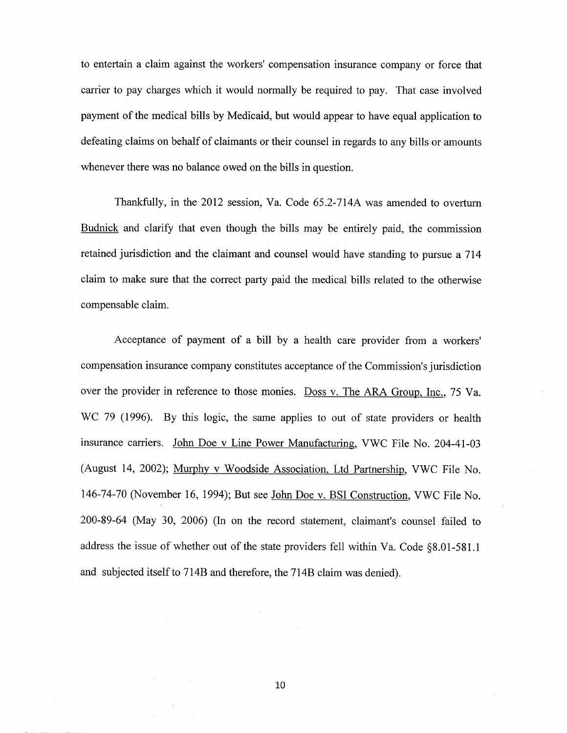to entertain a claim against the workers' compensation insurance company or force that carrier to pay charges which it would normally be required to pay. That case involved payment of the medical bills by Medicaid, but would appear to have equal application to defeating claims on behalf of claimants or their counsel in regards to any bills or amounts whenever there was no balance owed on the bills in question.

Thankfully, in the 2012 session, Va. Code 65.2-714A was amended to overturn Budnick and clarify that even though the bills may be entirely paid, the commission retained jurisdiction and the claimant and counsel would have standing to pursue a 714 claim to make sure that the correct party paid the medical bills related to the otherwise compensable claim.

Acceptance of payment of a bill by a health care provider from a workers' compensation insurance company constitutes acceptance of the Commission's jurisdiction over the provider in reference to those monies. Doss v. The ARA Group, Inc., 75 Va. WC 79 (1996). By this logic, the same applies to out of state providers or health insurance carriers. John Doe v Line Power Manufacturing, VWC File No. 204-41-03 (August 14, 2002); Murphy v Woodside Association, Ltd Partnership, VWC File No. 146-74-70 (November 16, 1994); But see John Doe v. BSI Construction, VWC File No. 200-89-64 (May 30, 2006) (In on the record statement, claimant's counsel failed to address the issue of whether out of the state providers fell within Va. Code §8.01-581.1 and subjected itself to 714B and therefore, the 714B claim was denied).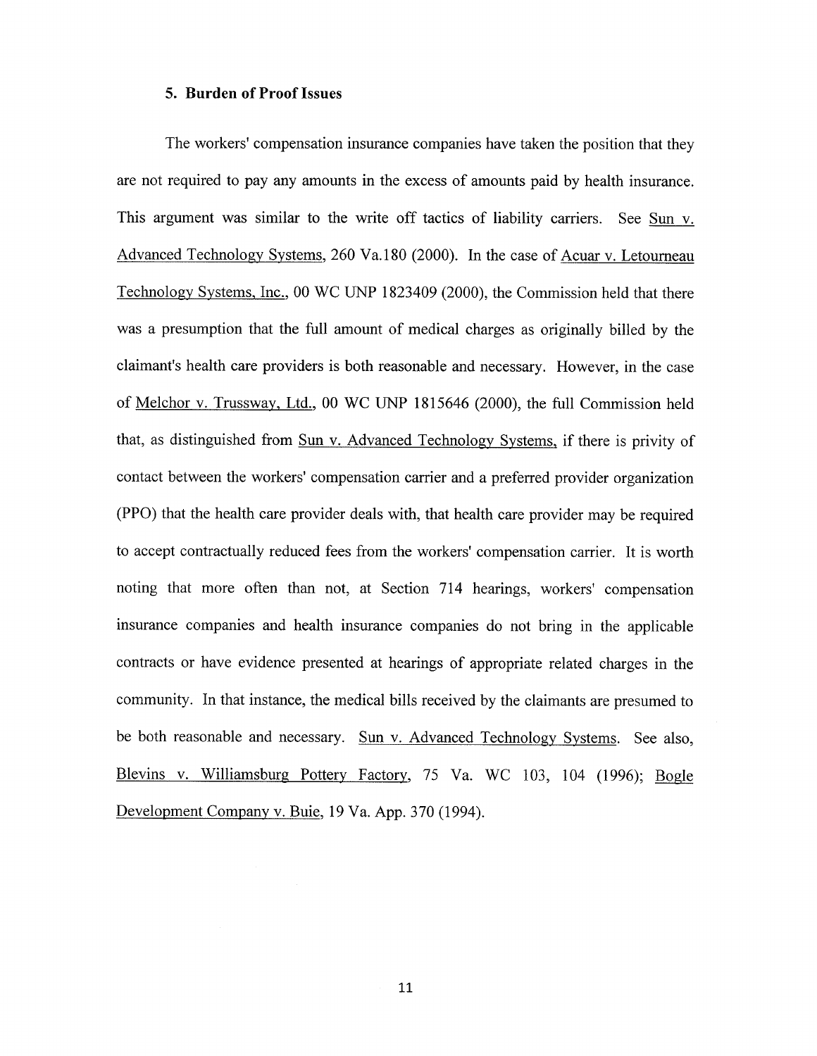### 5. Burden of Proof Issues

The workers' compensation insurance companies have taken the position that they are not required to pay any amounts in the excess of amounts paid by health insurance. This argument was similar to the write off tactics of liability carriers. See Sun v. Advanced Technology Systems, 260 Va.180 (2000). In the case of Acuar v. Letourneau Technology Systems, Inc., 00 WC UNP 1823409 (2000), the Commission held that there was a presumption that the full amount of medical charges as originally billed by the claimant's health care providers is both reasonable and necessary. However, in the case of Melchor v. Trussway, Ltd., 00 WC UNP 1815646 (2000), the full Commission held that, as distinguished from Sun v. Advanced Technology Systems, if there is privity of contact between the workers' compensation carrier and a preferred provider organization (PPO) that the health care provider deals with, that health care provider may be required to accept contractually reduced fees from the workers' compensation carrier. It is worth noting that more often than not, at Section 714 hearings, workers' compensation insurance companies and health insurance companies do not bring in the applicable contracts or have evidence presented at hearings of appropriate related charges in the community. In that instance, the medical bills received by the claimants are presumed to be both reasonable and necessary. Sun v. Advanced Technology Systems. See also, Blevins v. Williamsburg Pottery Factory, 75 Va. WC 103, 104 (1996); Bogle Development Company v. Buie, 19 Va. App. 370 (1994).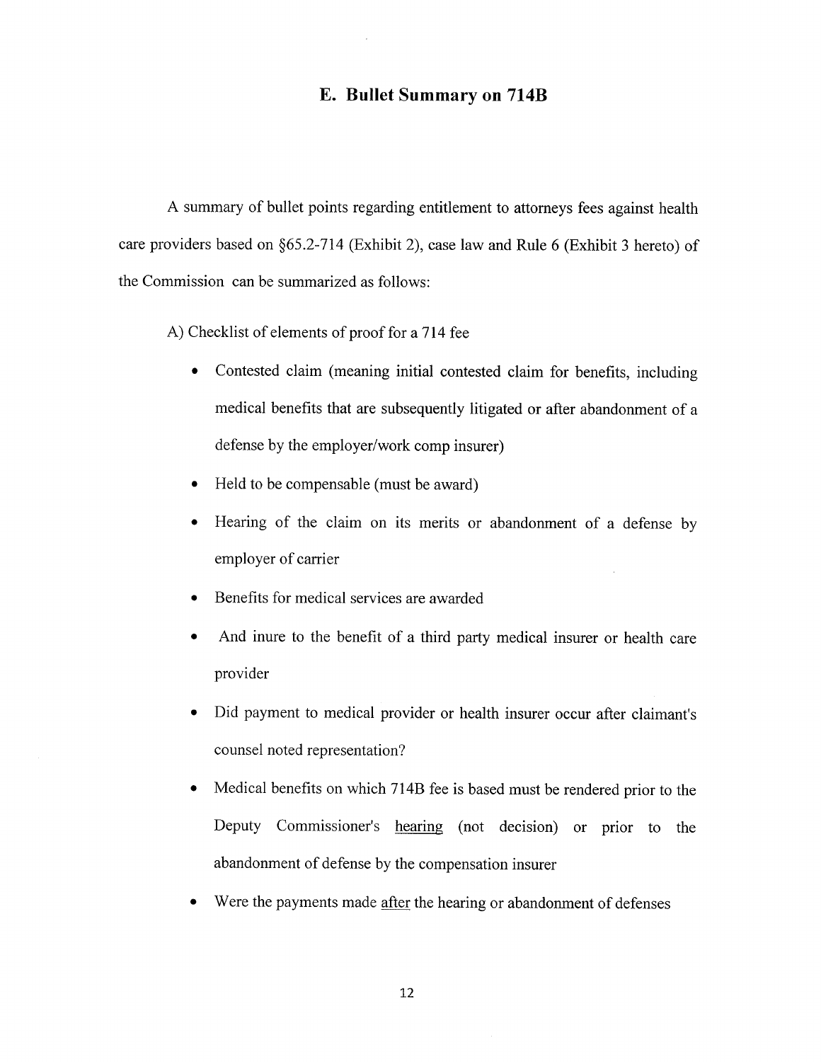## E. Bullet Summary on 714B

A summary of bullet points regarding entitlement to attorneys fees against health care providers based on §65.2-714 (Exhibit 2), case law and Rule 6 (Exhibit 3 hereto) of the Commission can be summarized as follows:

A) Checklist of elements of proof for a 714 fee

- Contested claim (meaning initial contested claim for benefits, including medical benefits that are subsequently litigated or after abandonment of a defense by the employer/work comp insurer)
- Held to be compensable (must be award)
- Hearing of the claim on its merits or abandonment of a defense by employer of carrier
- Benefits for medical services are awarded
- And inure to the benefit of a third party medical insurer or health care provider
- Did payment to medical provider or health insurer occur after claimant's counsel noted representation?
- Medical benefits on which 714B fee is based must be rendered prior to the Deputy Commissioner's <u>hearing</u> (not decision) or prior to the abandonment of defense by the compensation insurer
- Were the payments made <u>after</u> the hearing or abandonment of defenses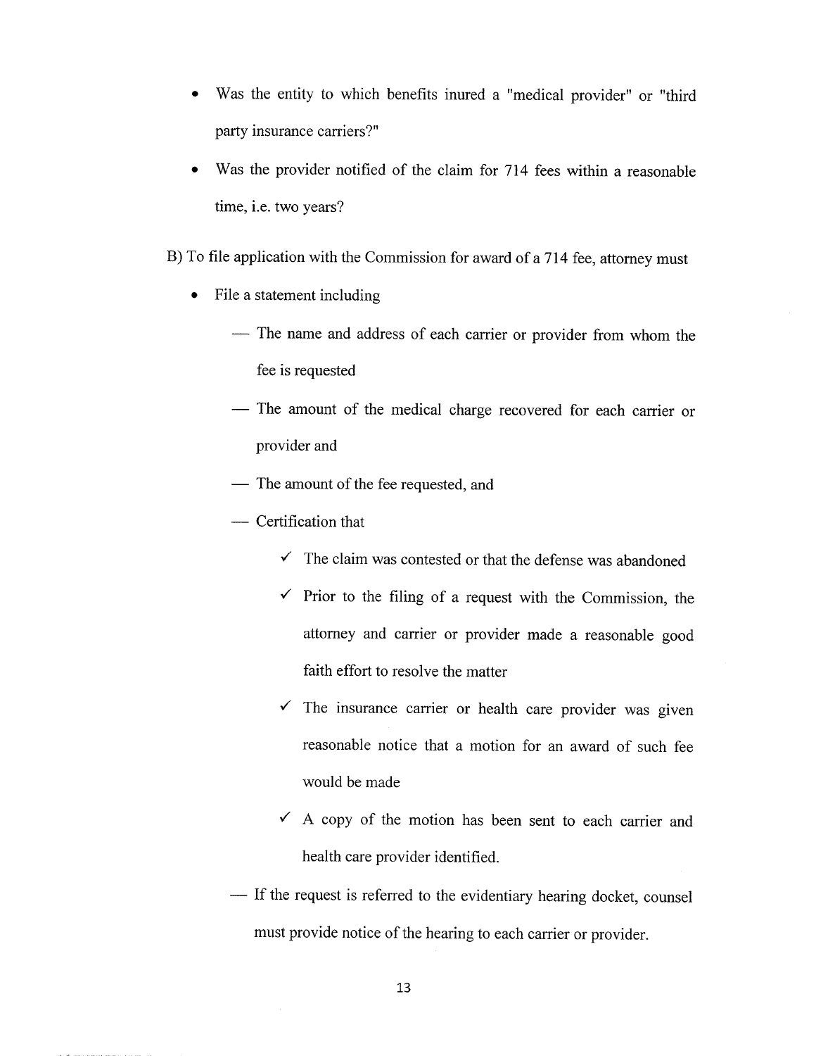- Was the entity to which benefits inured a "medical provider" or "third party insurance carriers?"
- Was the provider notified of the claim for 714 fees within a reasonable time, i.e. two years?

B) To file application with the Commission for award of a 714 fee, attorney must

- File a statement including
  - — The name and address of each carrier or provider from whom the fee is requested
  - — The amount of the medical charge recovered for each carrier or provider and
  - — The amount of the fee requested, and
  - — Certification that
    - ✓ The claim was contested or that the defense was abandoned
    - ✓ Prior to the filing of a request with the Commission, the attorney and carrier or provider made a reasonable good faith effort to resolve the matter
    - ✓ The insurance carrier or health care provider was given reasonable notice that a motion for an award of such fee would be made
    - ✓ A copy of the motion has been sent to each carrier and health care provider identified.
  - — If the request is referred to the evidentiary hearing docket, counsel must provide notice of the hearing to each carrier or provider.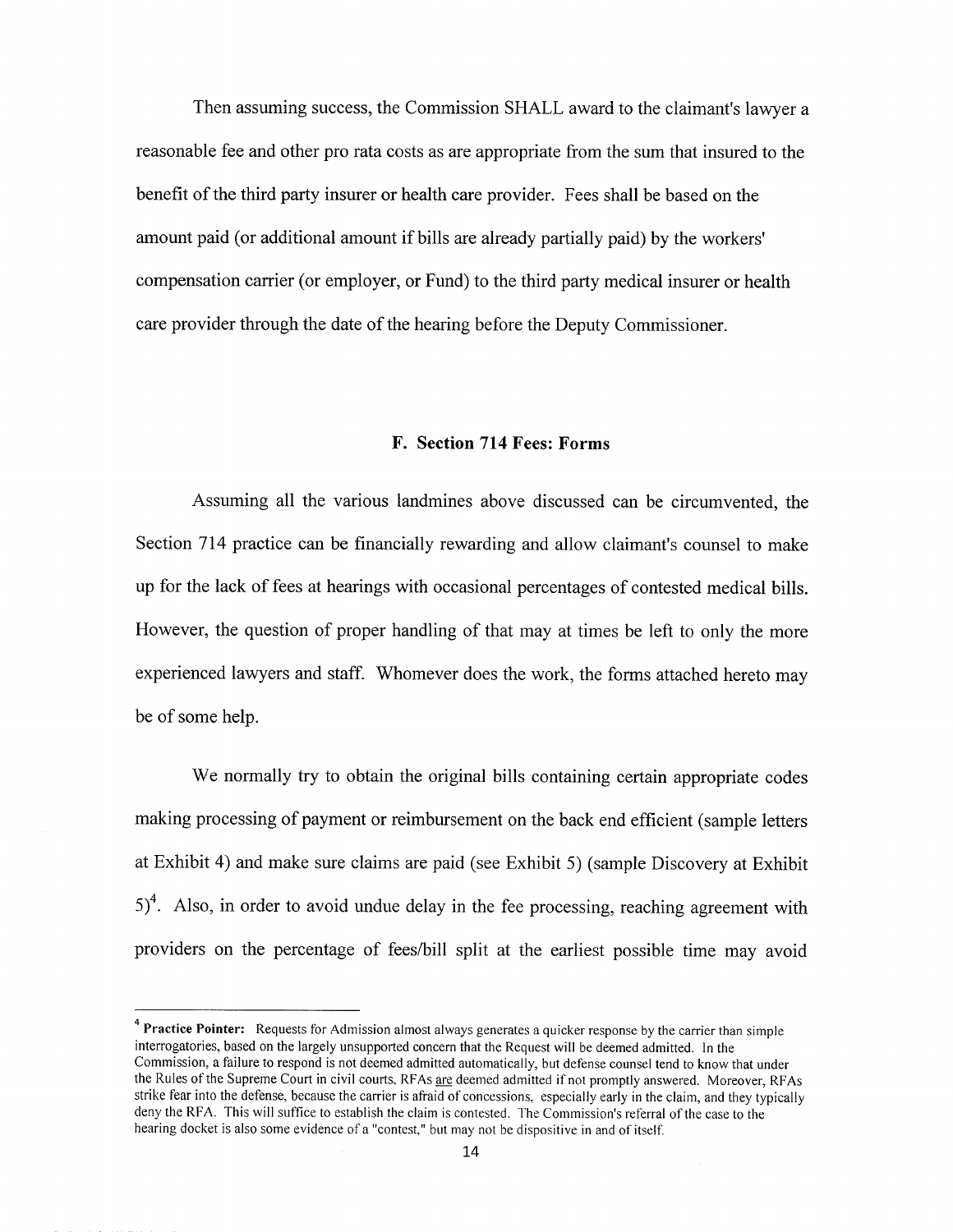Then assuming success, the Commission SHALL award to the claimant's lawyer a reasonable fee and other pro rata costs as are appropriate from the sum that insured to the benefit of the third party insurer or health care provider. Fees shall be based on the amount paid (or additional amount if bills are already partially paid) by the workers' compensation carrier (or employer, or Fund) to the third party medical insurer or health care provider through the date of the hearing before the Deputy Commissioner.

### F. Section 714 Fees: Forms

Assuming all the various landmines above discussed can be circumvented, the Section 714 practice can be financially rewarding and allow claimant's counsel to make up for the lack of fees at hearings with occasional percentages of contested medical bills. However, the question of proper handling of that may at times be left to only the more experienced lawyers and staff. Whomever does the work, the forms attached hereto may be of some help.

We normally try to obtain the original bills containing certain appropriate codes making processing of payment or reimbursement on the back end efficient (sample letters at Exhibit 4) and make sure claims are paid (see Exhibit 5) (sample Discovery at Exhibit 5)[4]. Also, in order to avoid undue delay in the fee processing, reaching agreement with providers on the percentage of fees/bill split at the earliest possible time may avoid

---

[4] **Practice Pointer:** Requests for Admission almost always generates a quicker response by the carrier than simple interrogatories, based on the largely unsupported concern that the Request will be deemed admitted. In the Commission, a failure to respond is not deemed admitted automatically, but defense counsel tend to know that under the Rules of the Supreme Court in civil courts, RFAs are deemed admitted if not promptly answered. Moreover, RFAs strike fear into the defense, because the carrier is afraid of concessions, especially early in the claim, and they typically deny the RFA. This will suffice to establish the claim is contested. The Commission's referral of the case to the hearing docket is also some evidence of a "contest," but may not be dispositive in and of itself.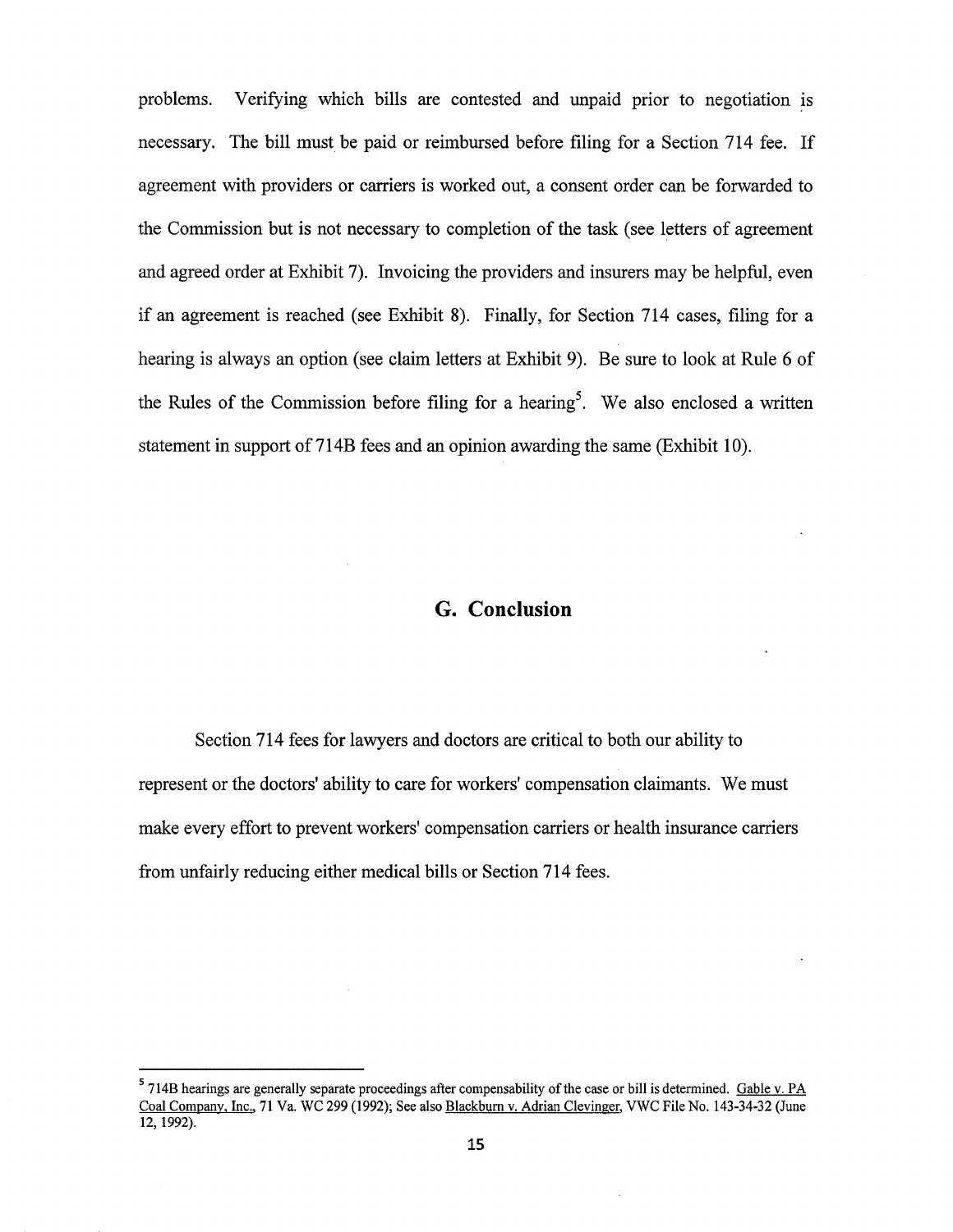problems. Verifying which bills are contested and unpaid prior to negotiation is necessary. The bill must be paid or reimbursed before filing for a Section 714 fee. If agreement with providers or carriers is worked out, a consent order can be forwarded to the Commission but is not necessary to completion of the task (see letters of agreement and agreed order at Exhibit 7). Invoicing the providers and insurers may be helpful, even if an agreement is reached (see Exhibit 8). Finally, for Section 714 cases, filing for a hearing is always an option (see claim letters at Exhibit 9). Be sure to look at Rule 6 of the Rules of the Commission before filing for a hearing[5]. We also enclosed a written statement in support of 714B fees and an opinion awarding the same (Exhibit 10).

## G. Conclusion

Section 714 fees for lawyers and doctors are critical to both our ability to represent or the doctors' ability to care for workers' compensation claimants. We must make every effort to prevent workers' compensation carriers or health insurance carriers from unfairly reducing either medical bills or Section 714 fees.

---

[5] 714B hearings are generally separate proceedings after compensability of the case or bill is determined. Gable v. PA Coal Company, Inc., 71 Va. WC 299 (1992); See also Blackburn v. Adrian Clevinger, VWC File No. 143-34-32 (June 12, 1992).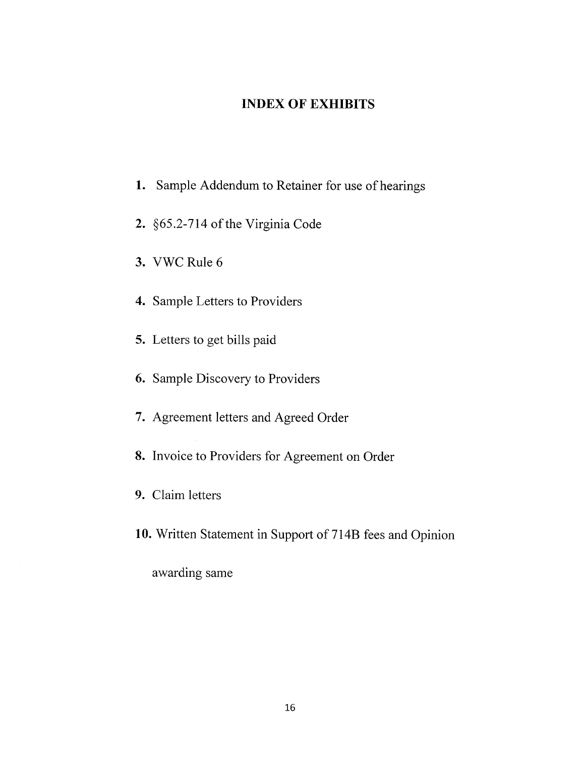## INDEX OF EXHIBITS

1. Sample Addendum to Retainer for use of hearings
2. §65.2-714 of the Virginia Code
3. VWC Rule 6
4. Sample Letters to Providers
5. Letters to get bills paid
6. Sample Discovery to Providers
7. Agreement letters and Agreed Order
8. Invoice to Providers for Agreement on Order
9. Claim letters
10. Written Statement in Support of 714B fees and Opinion awarding same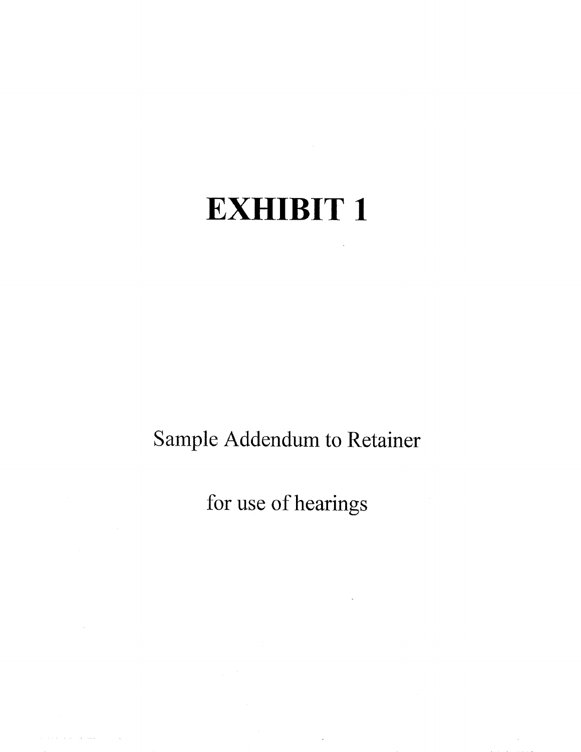# EXHIBIT 1

Sample Addendum to Retainer

for use of hearings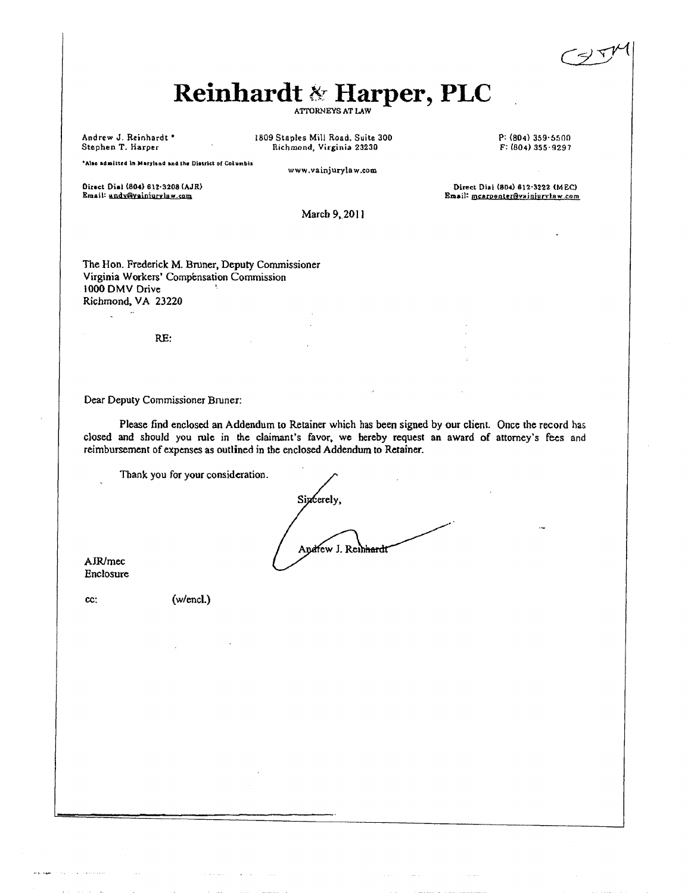# Reinhardt & Harper, PLC

ATTORNEYS AT LAW

Andrew J. Reinhardt *
Stephen T. Harper

*Also admitted in Maryland and the District of Columbia

1809 Staples Mill Road, Suite 300
Richmond, Virginia 23230

www.vainjurylaw.com

P: (804) 359-5500
F: (804) 355-9297

Direct Dial (804) 612-3208 (AJR)
Email: andy@vainjurylaw.com

Direct Dial (804) 612-3222 (MEC)
Email: mcarpenter@vainjurylaw.com

March 9, 2011

The Hon. Frederick M. Bruner, Deputy Commissioner
Virginia Workers' Compensation Commission
1000 DMV Drive
Richmond, VA 23220

RE:

Dear Deputy Commissioner Bruner:

Please find enclosed an Addendum to Retainer which has been signed by our client. Once the record has closed and should you rule in the claimant's favor, we hereby request an award of attorney's fees and reimbursement of expenses as outlined in the enclosed Addendum to Retainer.

Thank you for your consideration.

Sincerely,

Andrew J. Reinhardt

AJR/mec
Enclosure

cc: (w/encl.)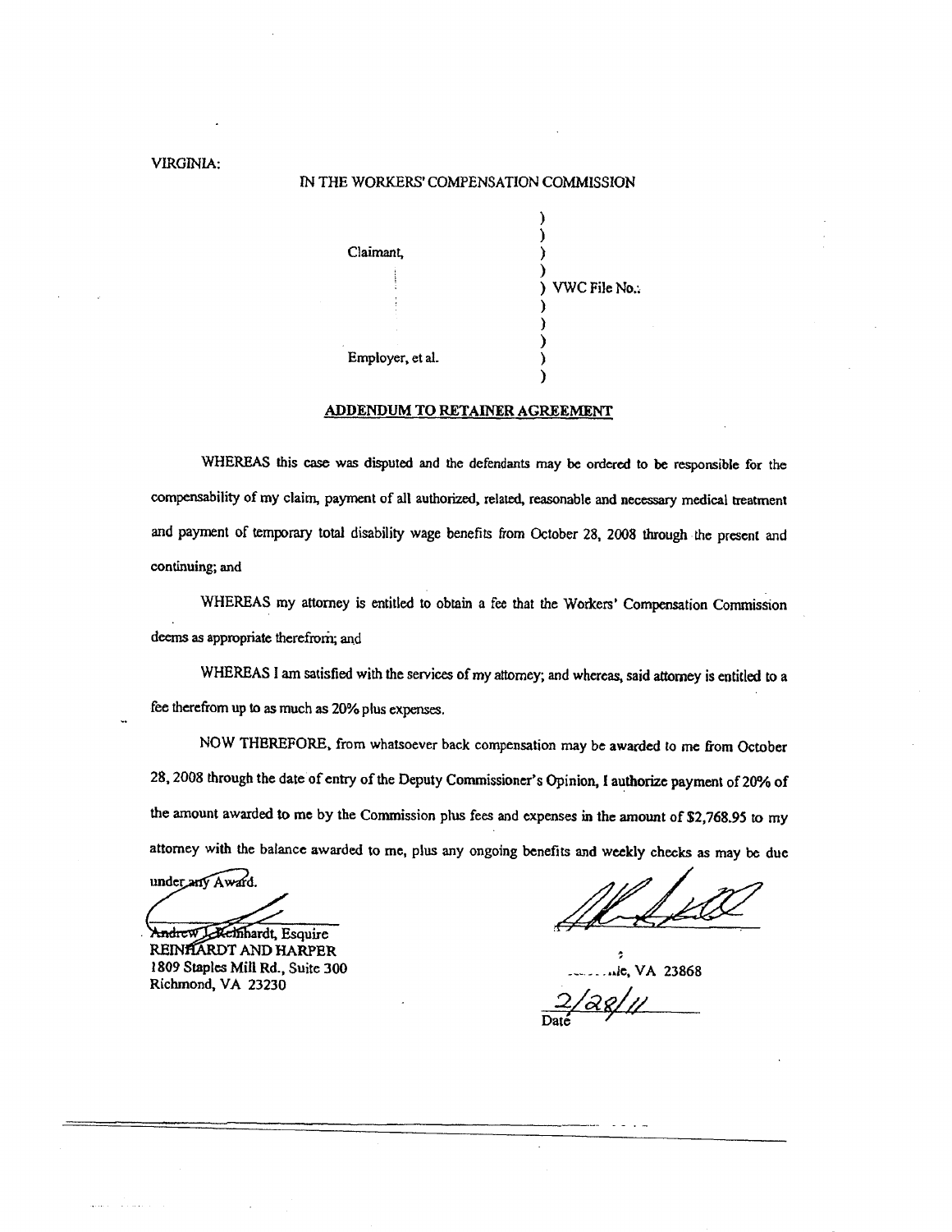VIRGINIA:

IN THE WORKERS' COMPENSATION COMMISSION

Claimant,

) VWC File No.:

Employer, et al.

## ADDENDUM TO RETAINER AGREEMENT

WHEREAS this case was disputed and the defendants may be ordered to be responsible for the compensability of my claim, payment of all authorized, related, reasonable and necessary medical treatment and payment of temporary total disability wage benefits from October 28, 2008 through the present and continuing; and

WHEREAS my attorney is entitled to obtain a fee that the Workers' Compensation Commission deems as appropriate therefrom; and

WHEREAS I am satisfied with the services of my attorney; and whereas, said attorney is entitled to a fee therefrom up to as much as 20% plus expenses.

NOW THEREFORE, from whatsoever back compensation may be awarded to me from October 28, 2008 through the date of entry of the Deputy Commissioner's Opinion, I authorize payment of 20% of the amount awarded to me by the Commission plus fees and expenses in the amount of $2,768.95 to my attorney with the balance awarded to me, plus any ongoing benefits and weekly checks as may be due under any Award.

Andrew J. Reinhardt, Esquire
REINHARDT AND HARPER
1809 Staples Mill Rd., Suite 300
Richmond, VA 23230

...le, VA 23868

2/28/11
Date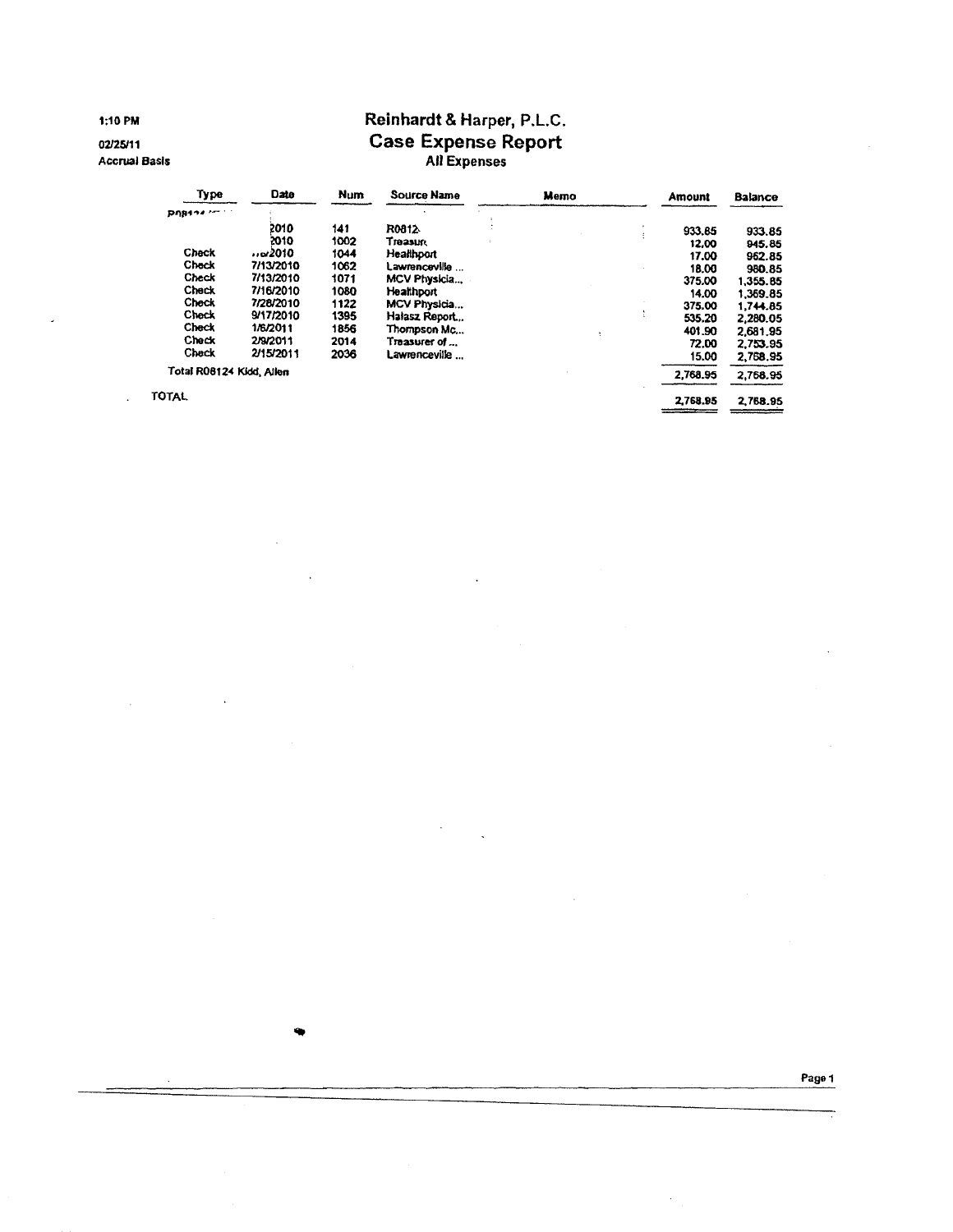1:10 PM

02/25/11

Accrual Basis

# Reinhardt & Harper, P.L.C.
## Case Expense Report
### All Expenses

| Type | Date | Num | Source Name | Memo | Amount | Balance |
|---|---|---|---|---|---|---|
| R08124 ... | | | | | | |
| | 2010 | 141 | R0812 | | 933.85 | 933.85 |
| | 2010 | 1002 | Treasur | | 12.00 | 945.85 |
| Check | ...2010 | 1044 | Healthport | | 17.00 | 962.85 |
| Check | 7/13/2010 | 1062 | Lawrenceville ... | | 18.00 | 980.85 |
| Check | 7/13/2010 | 1071 | MCV Physicia... | | 375.00 | 1,355.85 |
| Check | 7/16/2010 | 1080 | Healthport | | 14.00 | 1,369.85 |
| Check | 7/28/2010 | 1122 | MCV Physicia... | | 375.00 | 1,744.85 |
| Check | 9/17/2010 | 1395 | Halasz Report... | | 535.20 | 2,280.05 |
| Check | 1/6/2011 | 1856 | Thompson Mc... | | 401.90 | 2,681.95 |
| Check | 2/9/2011 | 2014 | Treasurer of ... | | 72.00 | 2,753.95 |
| Check | 2/15/2011 | 2036 | Lawrenceville ... | | 15.00 | 2,768.95 |
| Total R08124 Kidd, Allen | | | | | 2,768.95 | 2,768.95 |
| TOTAL | | | | | 2,768.95 | 2,768.95 |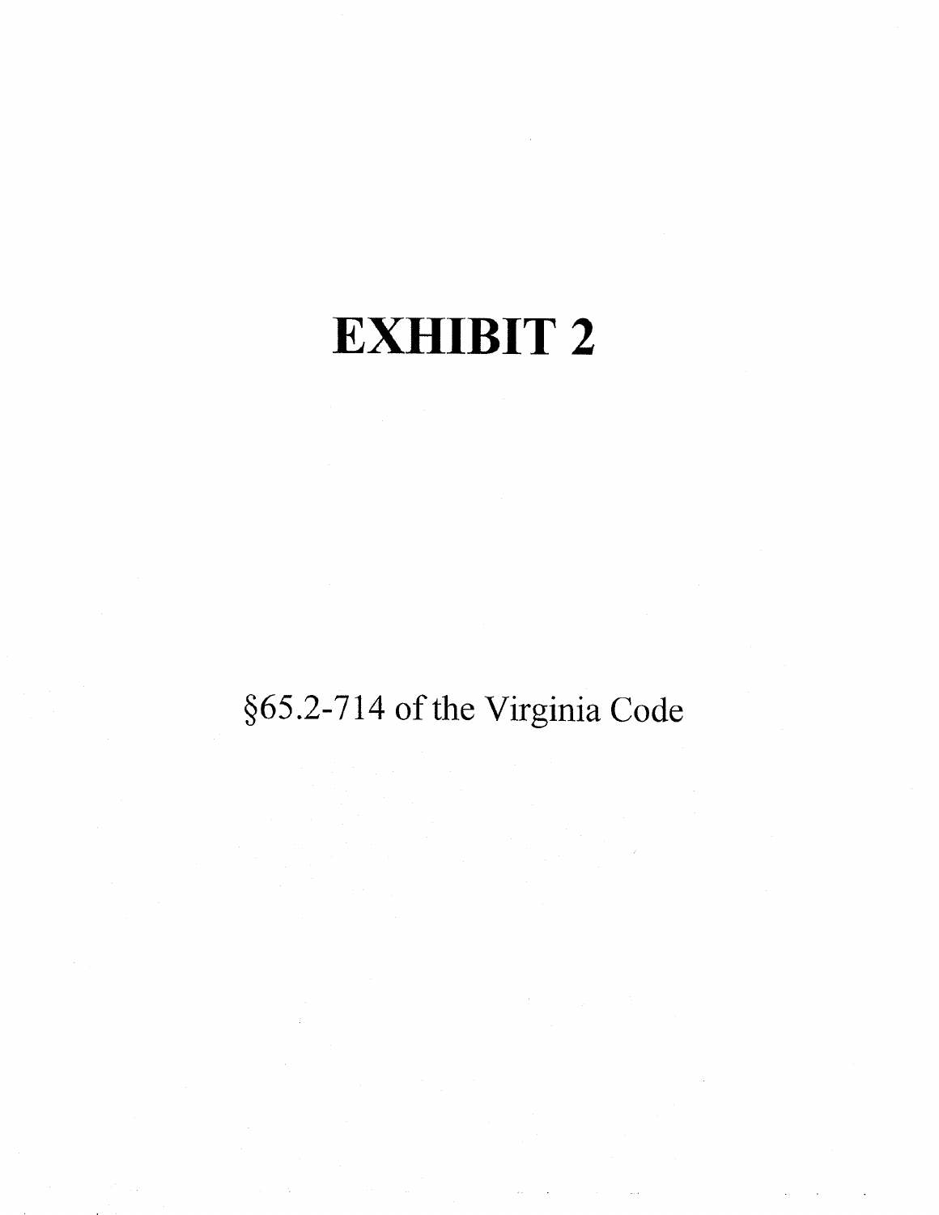# EXHIBIT 2

§65.2-714 of the Virginia Code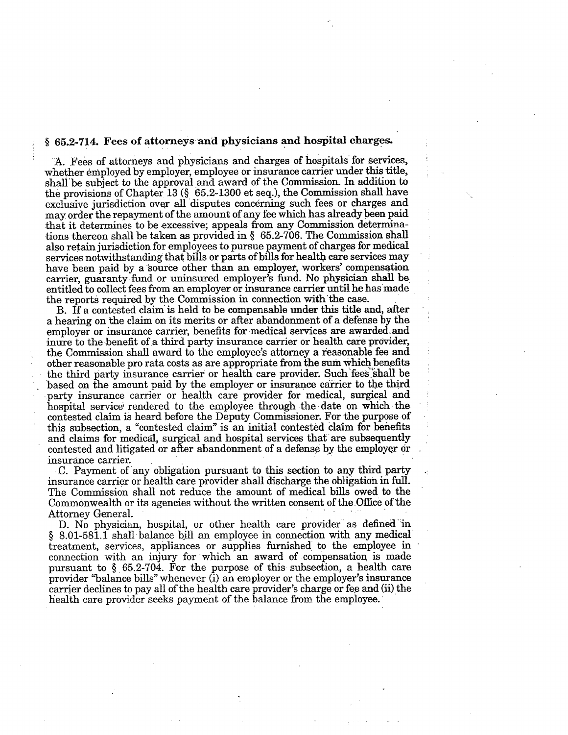## § 65.2-714. Fees of attorneys and physicians and hospital charges.

A. Fees of attorneys and physicians and charges of hospitals for services, whether employed by employer, employee or insurance carrier under this title, shall be subject to the approval and award of the Commission. In addition to the provisions of Chapter 13 (§ 65.2-1300 et seq.), the Commission shall have exclusive jurisdiction over all disputes concerning such fees or charges and may order the repayment of the amount of any fee which has already been paid that it determines to be excessive; appeals from any Commission determinations thereon shall be taken as provided in § 65.2-706. The Commission shall also retain jurisdiction for employees to pursue payment of charges for medical services notwithstanding that bills or parts of bills for health care services may have been paid by a source other than an employer, workers' compensation carrier, guaranty fund or uninsured employer's fund. No physician shall be entitled to collect fees from an employer or insurance carrier until he has made the reports required by the Commission in connection with the case.

B. If a contested claim is held to be compensable under this title and, after a hearing on the claim on its merits or after abandonment of a defense by the employer or insurance carrier, benefits for medical services are awarded and inure to the benefit of a third party insurance carrier or health care provider, the Commission shall award to the employee's attorney a reasonable fee and other reasonable pro rata costs as are appropriate from the sum which benefits the third party insurance carrier or health care provider. Such fees shall be based on the amount paid by the employer or insurance carrier to the third party insurance carrier or health care provider for medical, surgical and hospital service rendered to the employee through the date on which the contested claim is heard before the Deputy Commissioner. For the purpose of this subsection, a "contested claim" is an initial contested claim for benefits and claims for medical, surgical and hospital services that are subsequently contested and litigated or after abandonment of a defense by the employer or insurance carrier.

C. Payment of any obligation pursuant to this section to any third party insurance carrier or health care provider shall discharge the obligation in full. The Commission shall not reduce the amount of medical bills owed to the Commonwealth or its agencies without the written consent of the Office of the Attorney General.

D. No physician, hospital, or other health care provider as defined in § 8.01-581.1 shall balance bill an employee in connection with any medical treatment, services, appliances or supplies furnished to the employee in connection with an injury for which an award of compensation is made pursuant to § 65.2-704. For the purpose of this subsection, a health care provider "balance bills" whenever (i) an employer or the employer's insurance carrier declines to pay all of the health care provider's charge or fee and (ii) the health care provider seeks payment of the balance from the employee.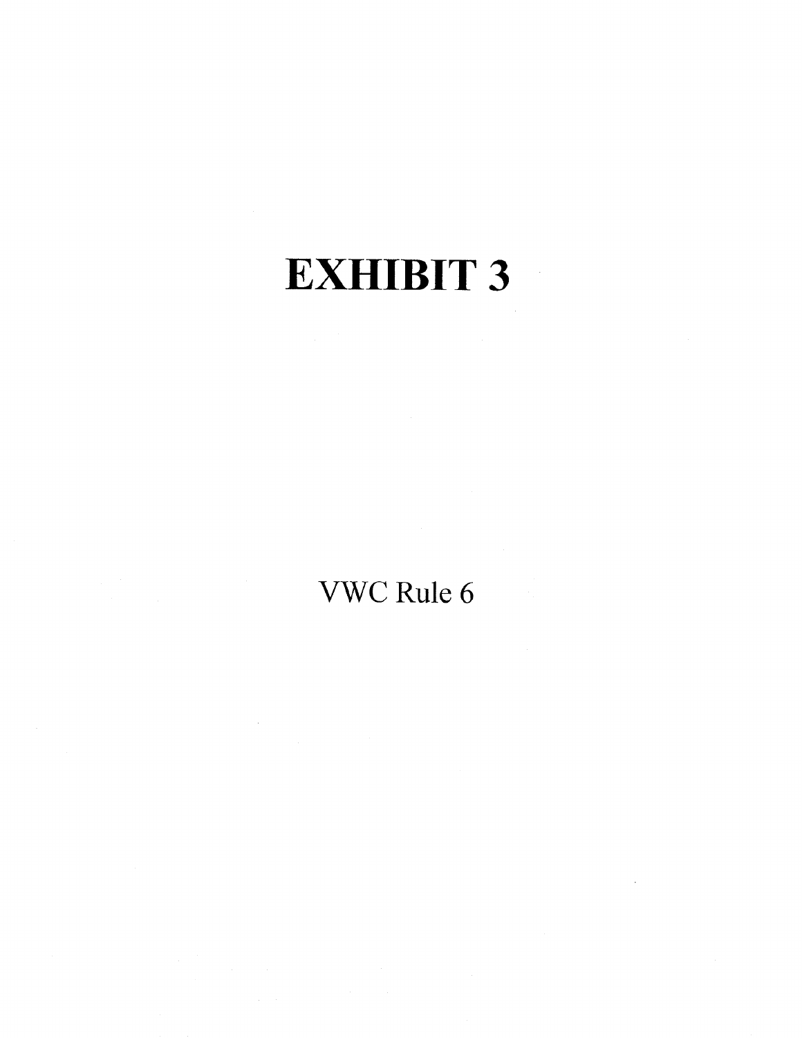# EXHIBIT 3

VWC Rule 6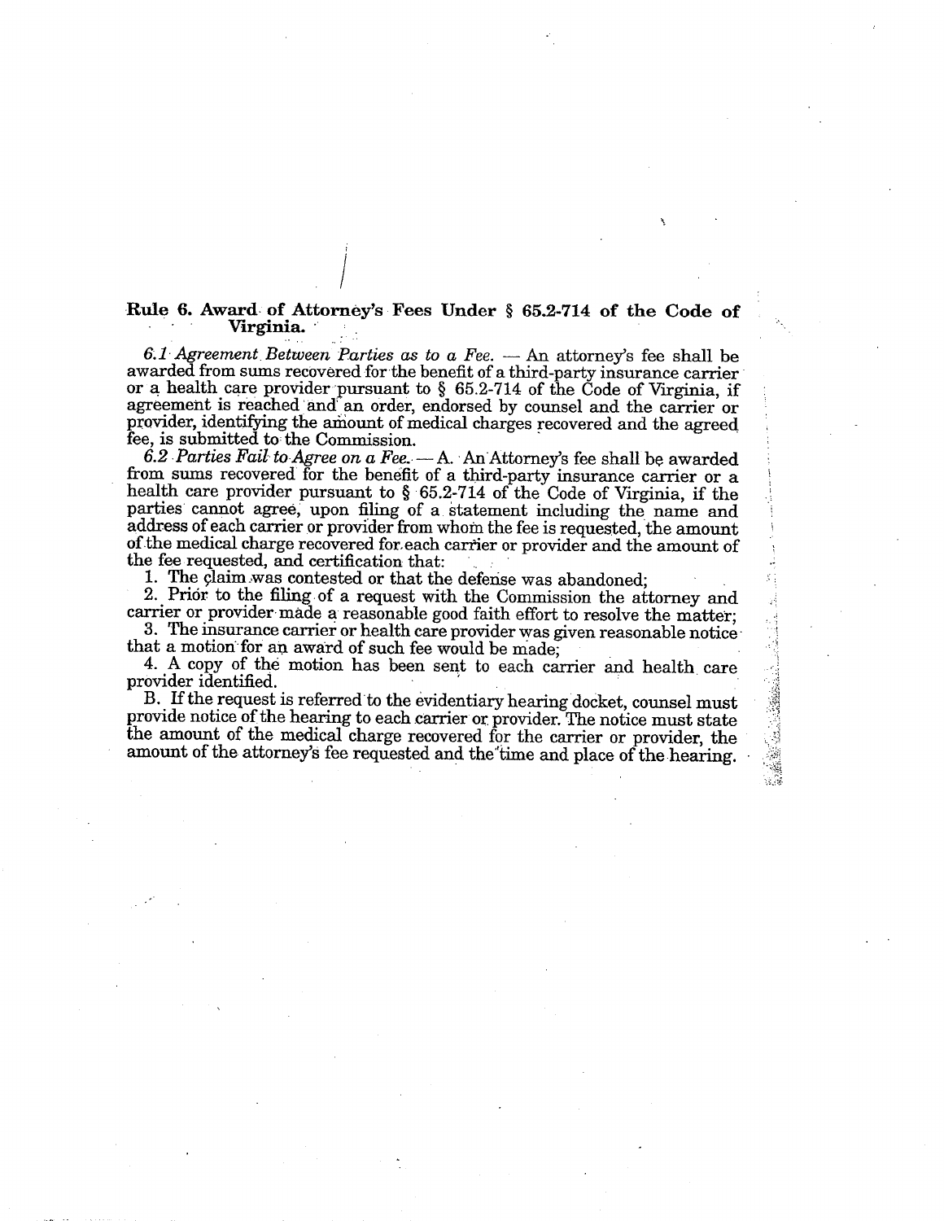## Rule 6. Award of Attorney's Fees Under § 65.2-714 of the Code of Virginia.

*6.1 Agreement Between Parties as to a Fee.* — An attorney's fee shall be awarded from sums recovered for the benefit of a third-party insurance carrier or a health care provider pursuant to § 65.2-714 of the Code of Virginia, if agreement is reached and an order, endorsed by counsel and the carrier or provider, identifying the amount of medical charges recovered and the agreed fee, is submitted to the Commission.

*6.2 Parties Fail to Agree on a Fee.* — A. An Attorney's fee shall be awarded from sums recovered for the benefit of a third-party insurance carrier or a health care provider pursuant to § 65.2-714 of the Code of Virginia, if the parties cannot agree, upon filing of a statement including the name and address of each carrier or provider from whom the fee is requested, the amount of the medical charge recovered for each carrier or provider and the amount of the fee requested, and certification that:

1. The claim was contested or that the defense was abandoned;
2. Prior to the filing of a request with the Commission the attorney and carrier or provider made a reasonable good faith effort to resolve the matter;
3. The insurance carrier or health care provider was given reasonable notice that a motion for an award of such fee would be made;
4. A copy of the motion has been sent to each carrier and health care provider identified.

B. If the request is referred to the evidentiary hearing docket, counsel must provide notice of the hearing to each carrier or provider. The notice must state the amount of the medical charge recovered for the carrier or provider, the amount of the attorney's fee requested and the time and place of the hearing.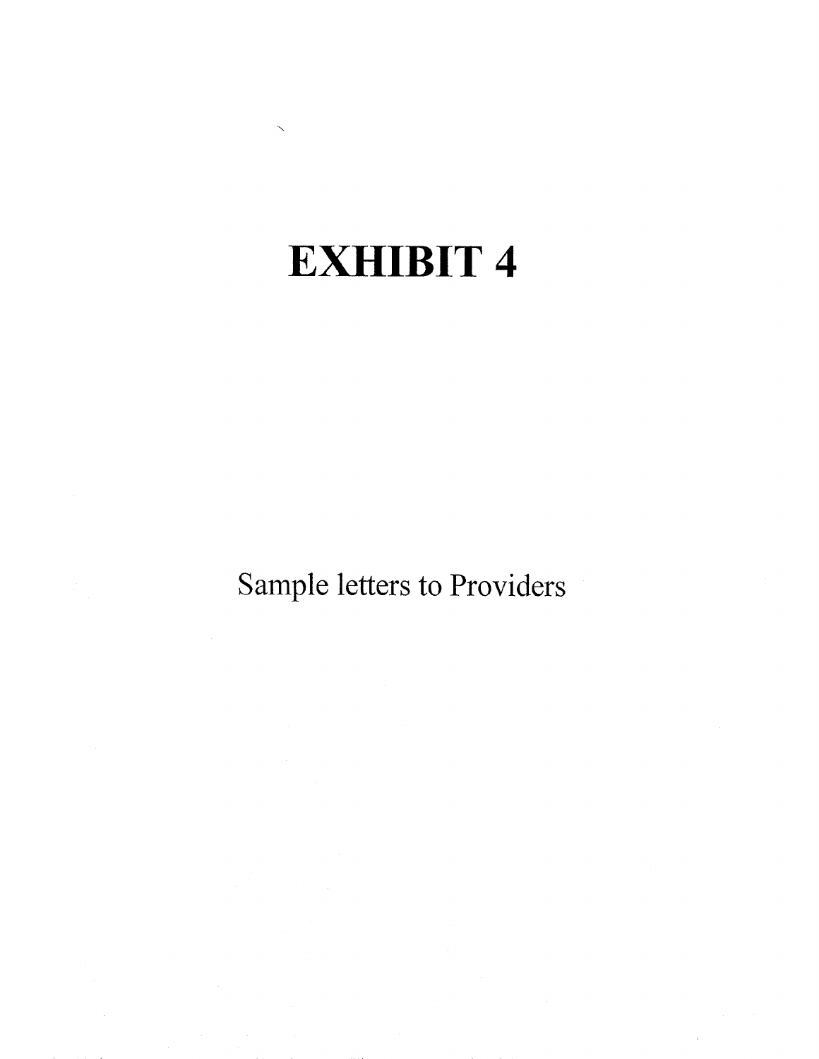# EXHIBIT 4

Sample letters to Providers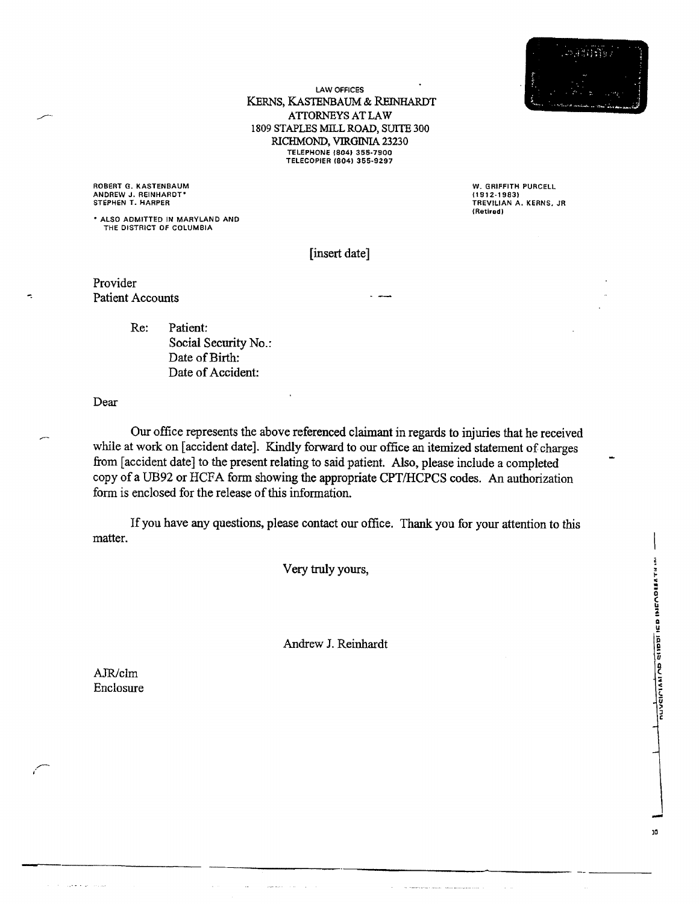LAW OFFICES

# KERNS, KASTENBAUM & REINHARDT

ATTORNEYS AT LAW
1809 STAPLES MILL ROAD, SUITE 300
RICHMOND, VIRGINIA 23230
TELEPHONE (804) 355-7900
TELECOPIER (804) 355-9297

ROBERT G. KASTENBAUM
ANDREW J. REINHARDT*
STEPHEN T. HARPER

\* ALSO ADMITTED IN MARYLAND AND THE DISTRICT OF COLUMBIA

W. GRIFFITH PURCELL
(1912-1983)
TREVILIAN A. KERNS, JR
(Retired)

[insert date]

Provider
Patient Accounts

Re: Patient:
Social Security No.:
Date of Birth:
Date of Accident:

Dear

Our office represents the above referenced claimant in regards to injuries that he received while at work on [accident date]. Kindly forward to our office an itemized statement of charges from [accident date] to the present relating to said patient. Also, please include a completed copy of a UB92 or HCFA form showing the appropriate CPT/HCPCS codes. An authorization form is enclosed for the release of this information.

If you have any questions, please contact our office. Thank you for your attention to this matter.

Very truly yours,

Andrew J. Reinhardt

AJR/clm
Enclosure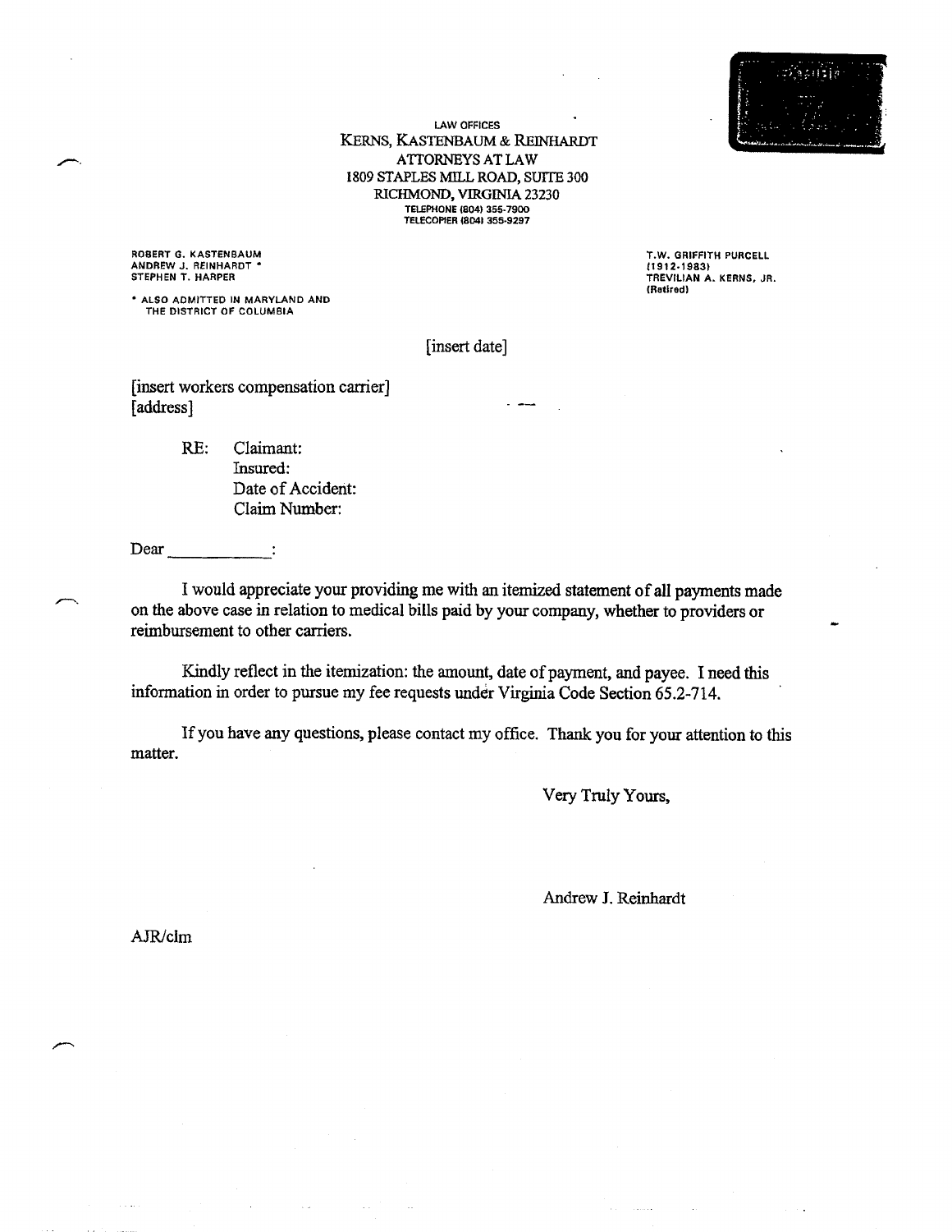LAW OFFICES

KERNS, KASTENBAUM & REINHARDT

ATTORNEYS AT LAW

1809 STAPLES MILL ROAD, SUITE 300

RICHMOND, VIRGINIA 23230

TELEPHONE (804) 355-7900

TELECOPIER (804) 355-9297

ROBERT G. KASTENBAUM
ANDREW J. REINHARDT *
STEPHEN T. HARPER

* ALSO ADMITTED IN MARYLAND AND THE DISTRICT OF COLUMBIA

T.W. GRIFFITH PURCELL
(1912-1983)
TREVILIAN A. KERNS, JR.
(Retired)

[insert date]

[insert workers compensation carrier]
[address]

RE: Claimant:
Insured:
Date of Accident:
Claim Number:

Dear ___________:

I would appreciate your providing me with an itemized statement of all payments made on the above case in relation to medical bills paid by your company, whether to providers or reimbursement to other carriers.

Kindly reflect in the itemization: the amount, date of payment, and payee. I need this information in order to pursue my fee requests under Virginia Code Section 65.2-714.

If you have any questions, please contact my office. Thank you for your attention to this matter.

Very Truly Yours,

Andrew J. Reinhardt

AJR/clm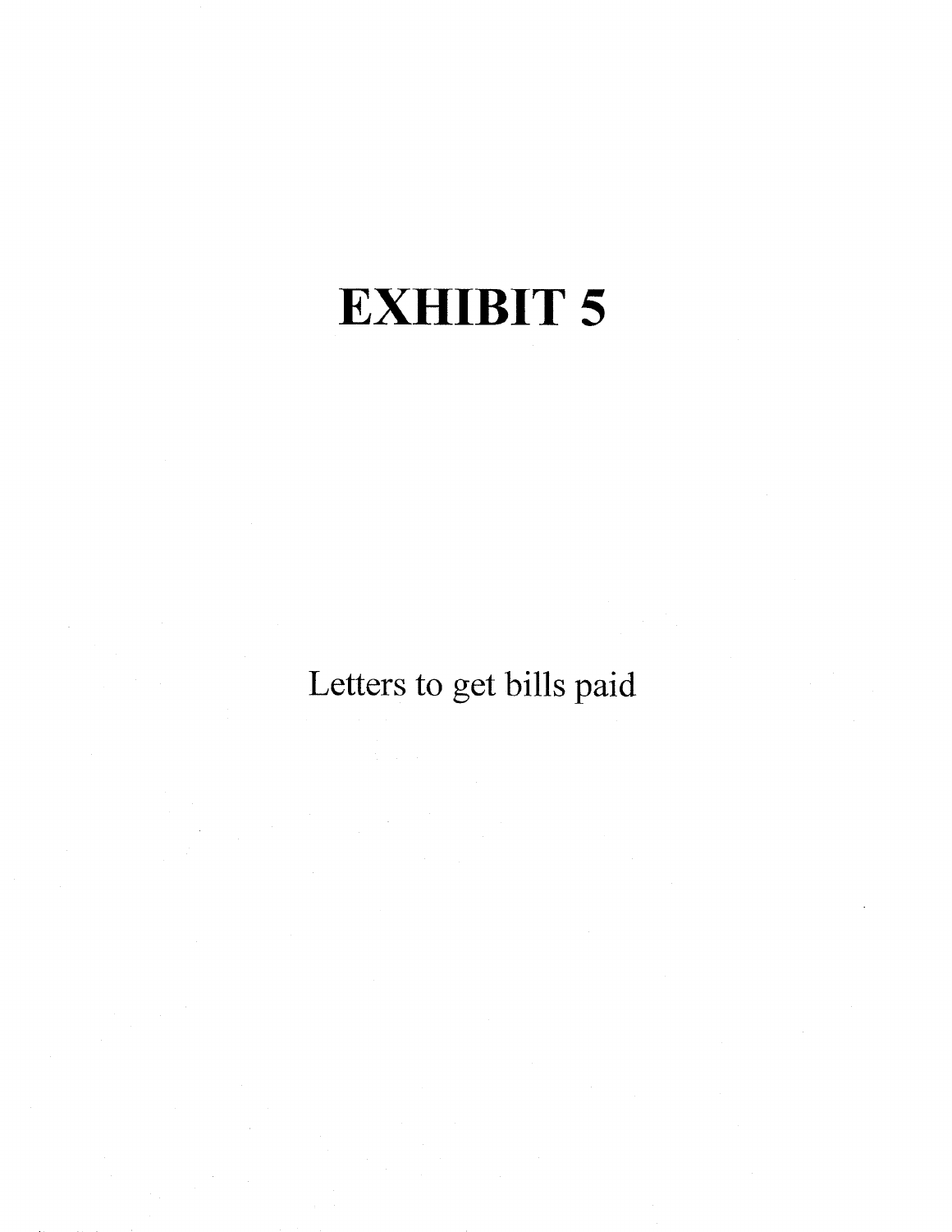# EXHIBIT 5

Letters to get bills paid